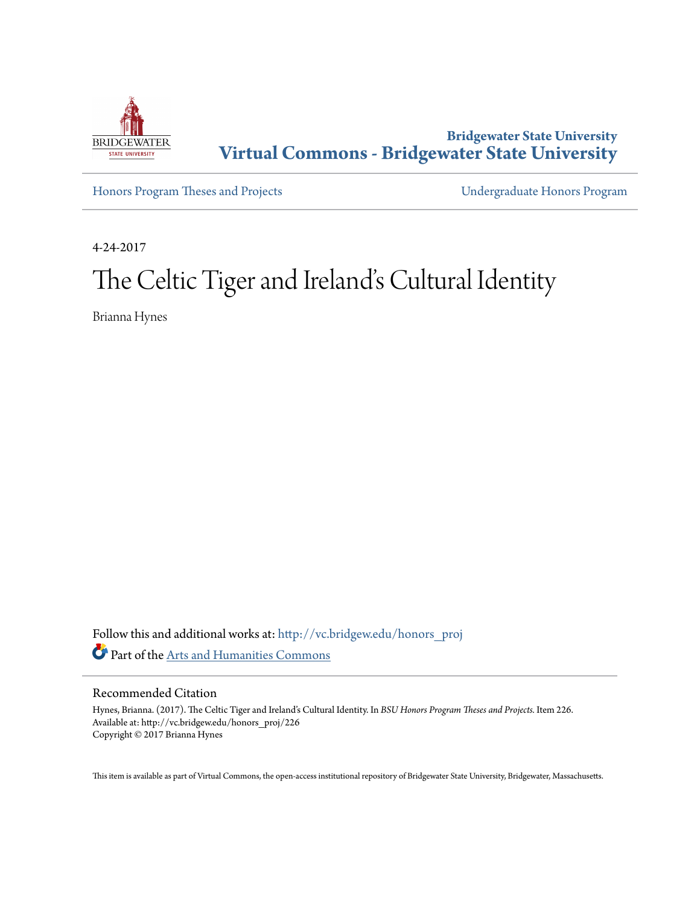Bridgewater State University

**Virtual Commons - Bridgewater State University**

Honors Program Theses and Projects

Undergraduate Honors Program

4-24-2017

# The Celtic Tiger and Ireland's Cultural Identity

Brianna Hynes

Follow this and additional works at: http://vc.bridgew.edu/honors_proj

Part of the Arts and Humanities Commons

## Recommended Citation

Hynes, Brianna. (2017). The Celtic Tiger and Ireland's Cultural Identity. In *BSU Honors Program Theses and Projects.* Item 226.
Available at: http://vc.bridgew.edu/honors_proj/226
Copyright © 2017 Brianna Hynes

This item is available as part of Virtual Commons, the open-access institutional repository of Bridgewater State University, Bridgewater, Massachusetts.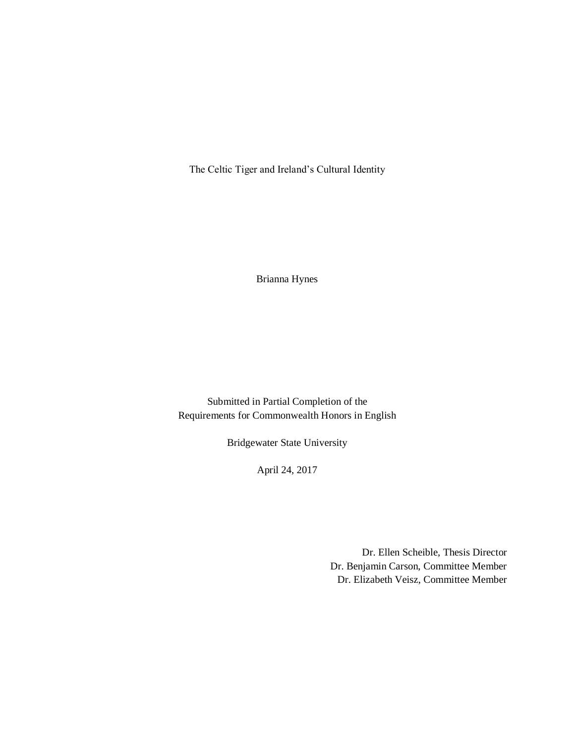# The Celtic Tiger and Ireland's Cultural Identity

Brianna Hynes

Submitted in Partial Completion of the
Requirements for Commonwealth Honors in English

Bridgewater State University

April 24, 2017

Dr. Ellen Scheible, Thesis Director
Dr. Benjamin Carson, Committee Member
Dr. Elizabeth Veisz, Committee Member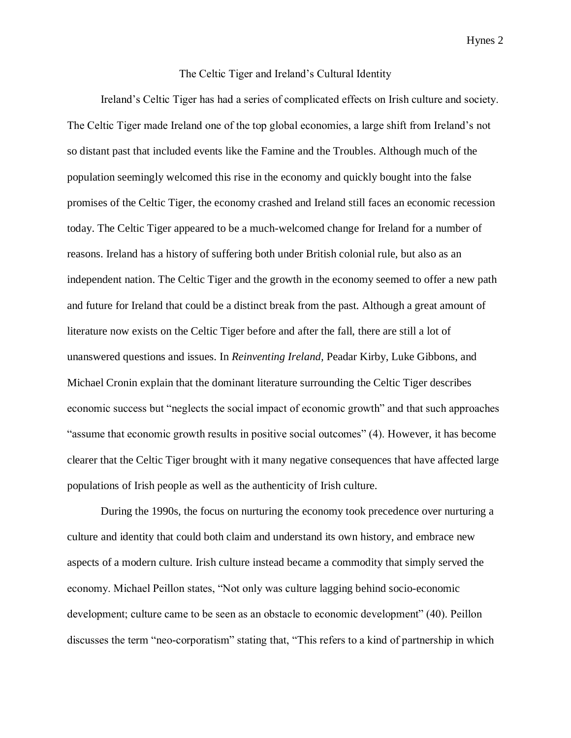## The Celtic Tiger and Ireland's Cultural Identity

Ireland's Celtic Tiger has had a series of complicated effects on Irish culture and society. The Celtic Tiger made Ireland one of the top global economies, a large shift from Ireland's not so distant past that included events like the Famine and the Troubles. Although much of the population seemingly welcomed this rise in the economy and quickly bought into the false promises of the Celtic Tiger, the economy crashed and Ireland still faces an economic recession today. The Celtic Tiger appeared to be a much-welcomed change for Ireland for a number of reasons. Ireland has a history of suffering both under British colonial rule, but also as an independent nation. The Celtic Tiger and the growth in the economy seemed to offer a new path and future for Ireland that could be a distinct break from the past. Although a great amount of literature now exists on the Celtic Tiger before and after the fall, there are still a lot of unanswered questions and issues. In *Reinventing Ireland,* Peadar Kirby, Luke Gibbons, and Michael Cronin explain that the dominant literature surrounding the Celtic Tiger describes economic success but "neglects the social impact of economic growth" and that such approaches "assume that economic growth results in positive social outcomes" (4). However, it has become clearer that the Celtic Tiger brought with it many negative consequences that have affected large populations of Irish people as well as the authenticity of Irish culture.

During the 1990s, the focus on nurturing the economy took precedence over nurturing a culture and identity that could both claim and understand its own history, and embrace new aspects of a modern culture. Irish culture instead became a commodity that simply served the economy. Michael Peillon states, "Not only was culture lagging behind socio-economic development; culture came to be seen as an obstacle to economic development" (40). Peillon discusses the term "neo-corporatism" stating that, "This refers to a kind of partnership in which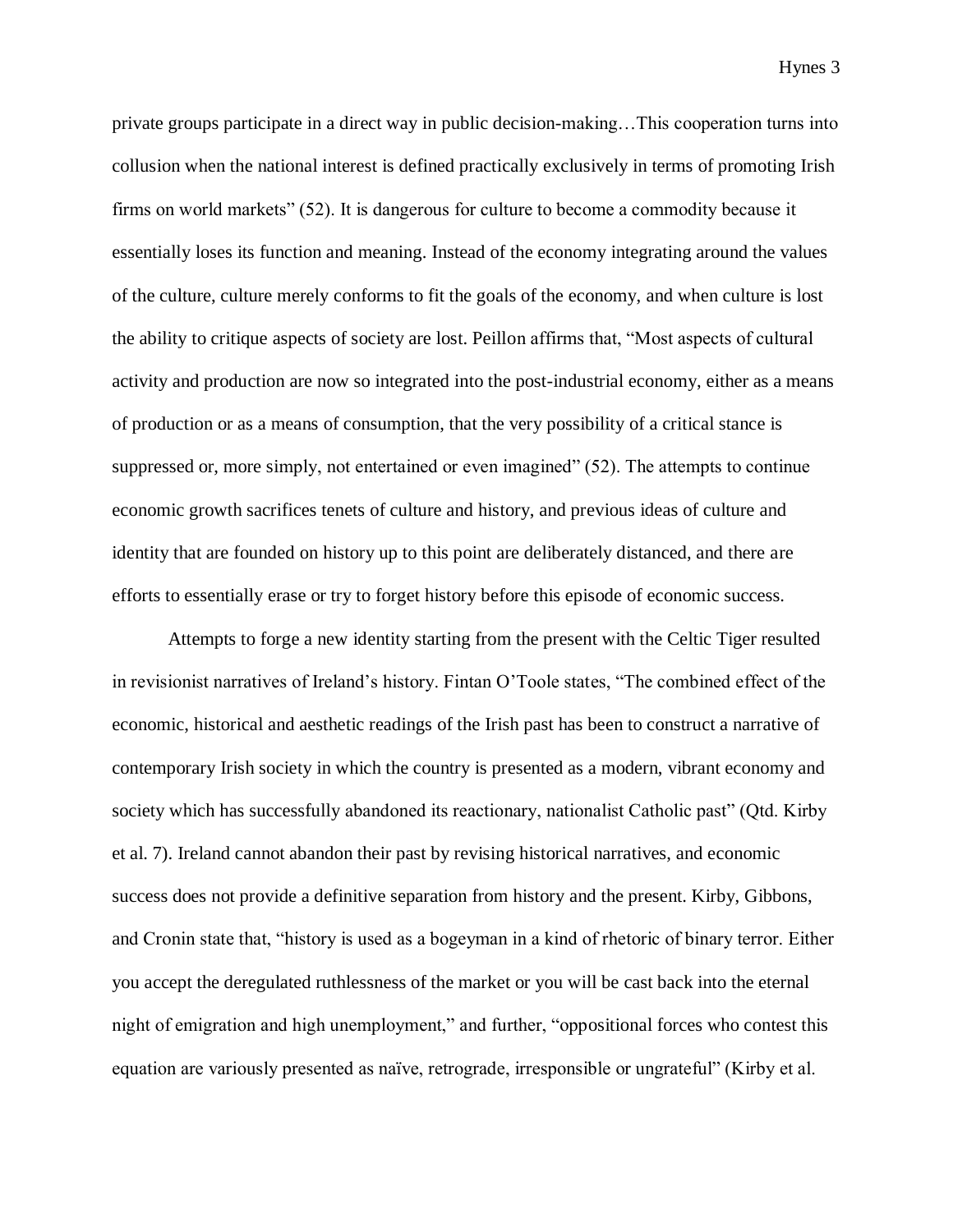private groups participate in a direct way in public decision-making…This cooperation turns into collusion when the national interest is defined practically exclusively in terms of promoting Irish firms on world markets" (52). It is dangerous for culture to become a commodity because it essentially loses its function and meaning. Instead of the economy integrating around the values of the culture, culture merely conforms to fit the goals of the economy, and when culture is lost the ability to critique aspects of society are lost. Peillon affirms that, "Most aspects of cultural activity and production are now so integrated into the post-industrial economy, either as a means of production or as a means of consumption, that the very possibility of a critical stance is suppressed or, more simply, not entertained or even imagined" (52). The attempts to continue economic growth sacrifices tenets of culture and history, and previous ideas of culture and identity that are founded on history up to this point are deliberately distanced, and there are efforts to essentially erase or try to forget history before this episode of economic success.

Attempts to forge a new identity starting from the present with the Celtic Tiger resulted in revisionist narratives of Ireland's history. Fintan O'Toole states, "The combined effect of the economic, historical and aesthetic readings of the Irish past has been to construct a narrative of contemporary Irish society in which the country is presented as a modern, vibrant economy and society which has successfully abandoned its reactionary, nationalist Catholic past" (Qtd. Kirby et al. 7). Ireland cannot abandon their past by revising historical narratives, and economic success does not provide a definitive separation from history and the present. Kirby, Gibbons, and Cronin state that, "history is used as a bogeyman in a kind of rhetoric of binary terror. Either you accept the deregulated ruthlessness of the market or you will be cast back into the eternal night of emigration and high unemployment," and further, "oppositional forces who contest this equation are variously presented as naïve, retrograde, irresponsible or ungrateful" (Kirby et al.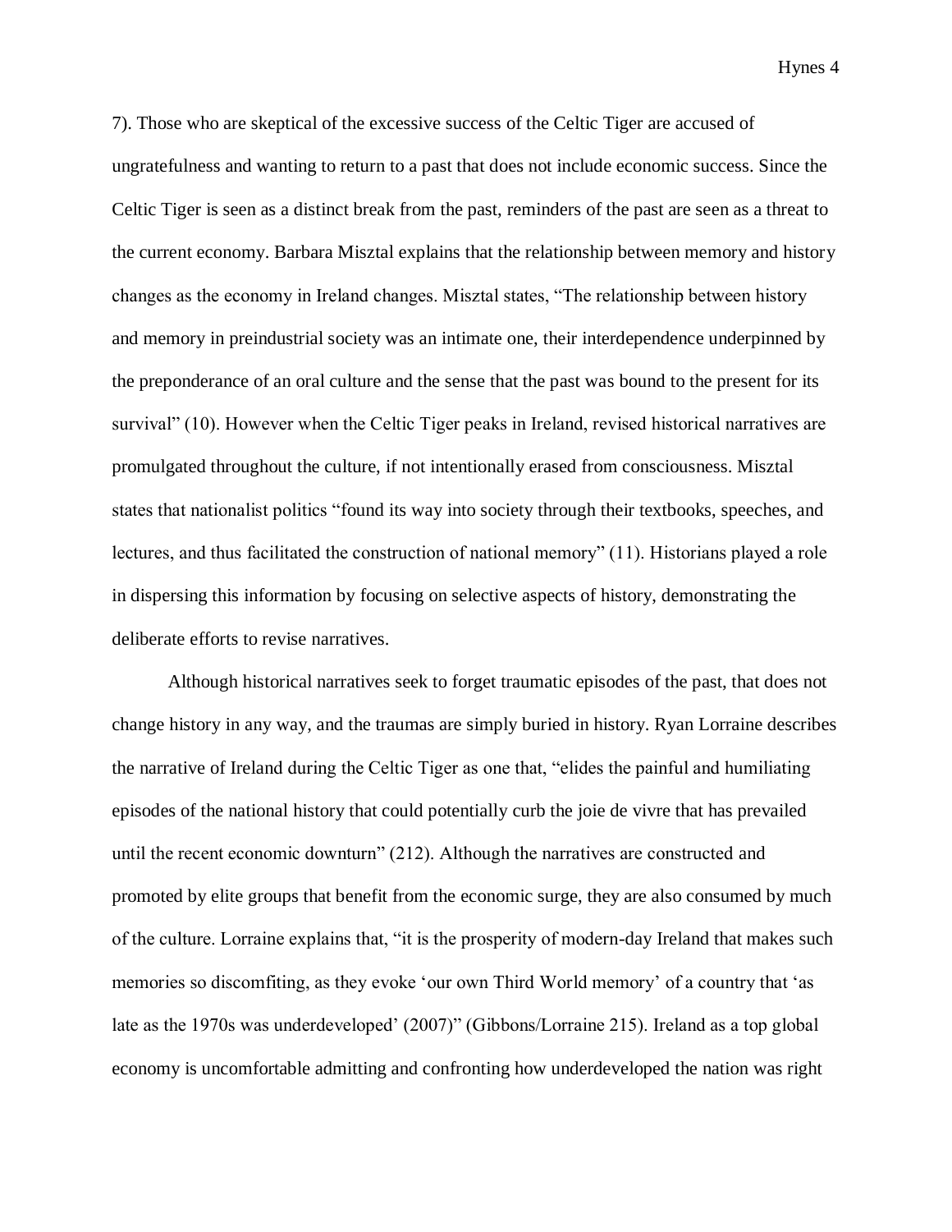7). Those who are skeptical of the excessive success of the Celtic Tiger are accused of ungratefulness and wanting to return to a past that does not include economic success. Since the Celtic Tiger is seen as a distinct break from the past, reminders of the past are seen as a threat to the current economy. Barbara Misztal explains that the relationship between memory and history changes as the economy in Ireland changes. Misztal states, "The relationship between history and memory in preindustrial society was an intimate one, their interdependence underpinned by the preponderance of an oral culture and the sense that the past was bound to the present for its survival" (10). However when the Celtic Tiger peaks in Ireland, revised historical narratives are promulgated throughout the culture, if not intentionally erased from consciousness. Misztal states that nationalist politics "found its way into society through their textbooks, speeches, and lectures, and thus facilitated the construction of national memory" (11). Historians played a role in dispersing this information by focusing on selective aspects of history, demonstrating the deliberate efforts to revise narratives.

Although historical narratives seek to forget traumatic episodes of the past, that does not change history in any way, and the traumas are simply buried in history. Ryan Lorraine describes the narrative of Ireland during the Celtic Tiger as one that, "elides the painful and humiliating episodes of the national history that could potentially curb the joie de vivre that has prevailed until the recent economic downturn" (212). Although the narratives are constructed and promoted by elite groups that benefit from the economic surge, they are also consumed by much of the culture. Lorraine explains that, "it is the prosperity of modern-day Ireland that makes such memories so discomfiting, as they evoke 'our own Third World memory' of a country that 'as late as the 1970s was underdeveloped' (2007)" (Gibbons/Lorraine 215). Ireland as a top global economy is uncomfortable admitting and confronting how underdeveloped the nation was right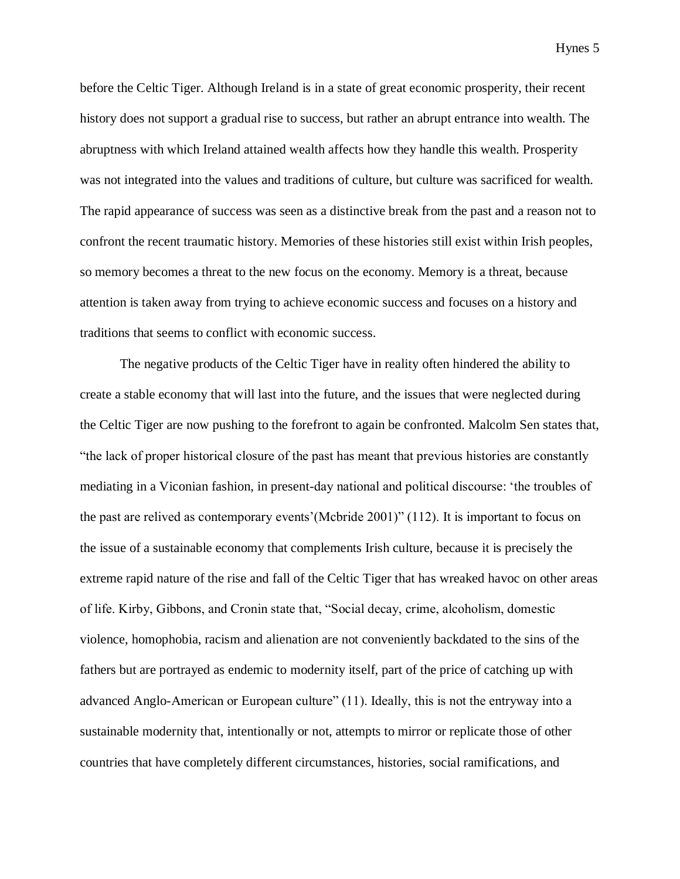before the Celtic Tiger. Although Ireland is in a state of great economic prosperity, their recent history does not support a gradual rise to success, but rather an abrupt entrance into wealth. The abruptness with which Ireland attained wealth affects how they handle this wealth. Prosperity was not integrated into the values and traditions of culture, but culture was sacrificed for wealth. The rapid appearance of success was seen as a distinctive break from the past and a reason not to confront the recent traumatic history. Memories of these histories still exist within Irish peoples, so memory becomes a threat to the new focus on the economy. Memory is a threat, because attention is taken away from trying to achieve economic success and focuses on a history and traditions that seems to conflict with economic success.

The negative products of the Celtic Tiger have in reality often hindered the ability to create a stable economy that will last into the future, and the issues that were neglected during the Celtic Tiger are now pushing to the forefront to again be confronted. Malcolm Sen states that, "the lack of proper historical closure of the past has meant that previous histories are constantly mediating in a Viconian fashion, in present-day national and political discourse: 'the troubles of the past are relived as contemporary events'(Mcbride 2001)" (112). It is important to focus on the issue of a sustainable economy that complements Irish culture, because it is precisely the extreme rapid nature of the rise and fall of the Celtic Tiger that has wreaked havoc on other areas of life. Kirby, Gibbons, and Cronin state that, "Social decay, crime, alcoholism, domestic violence, homophobia, racism and alienation are not conveniently backdated to the sins of the fathers but are portrayed as endemic to modernity itself, part of the price of catching up with advanced Anglo-American or European culture" (11). Ideally, this is not the entryway into a sustainable modernity that, intentionally or not, attempts to mirror or replicate those of other countries that have completely different circumstances, histories, social ramifications, and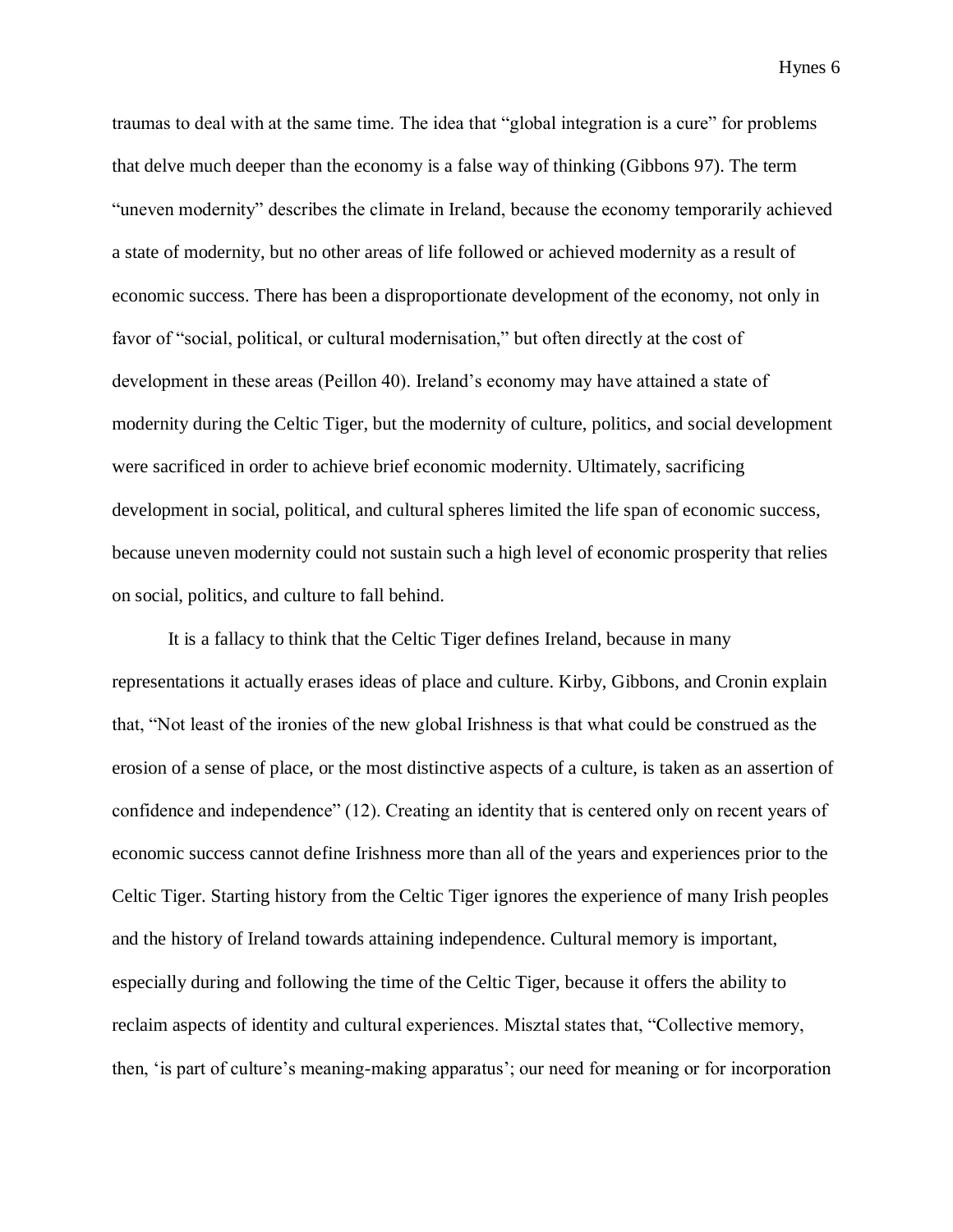traumas to deal with at the same time. The idea that "global integration is a cure" for problems that delve much deeper than the economy is a false way of thinking (Gibbons 97). The term "uneven modernity" describes the climate in Ireland, because the economy temporarily achieved a state of modernity, but no other areas of life followed or achieved modernity as a result of economic success. There has been a disproportionate development of the economy, not only in favor of "social, political, or cultural modernisation," but often directly at the cost of development in these areas (Peillon 40). Ireland's economy may have attained a state of modernity during the Celtic Tiger, but the modernity of culture, politics, and social development were sacrificed in order to achieve brief economic modernity. Ultimately, sacrificing development in social, political, and cultural spheres limited the life span of economic success, because uneven modernity could not sustain such a high level of economic prosperity that relies on social, politics, and culture to fall behind.

It is a fallacy to think that the Celtic Tiger defines Ireland, because in many representations it actually erases ideas of place and culture. Kirby, Gibbons, and Cronin explain that, "Not least of the ironies of the new global Irishness is that what could be construed as the erosion of a sense of place, or the most distinctive aspects of a culture, is taken as an assertion of confidence and independence" (12). Creating an identity that is centered only on recent years of economic success cannot define Irishness more than all of the years and experiences prior to the Celtic Tiger. Starting history from the Celtic Tiger ignores the experience of many Irish peoples and the history of Ireland towards attaining independence. Cultural memory is important, especially during and following the time of the Celtic Tiger, because it offers the ability to reclaim aspects of identity and cultural experiences. Misztal states that, "Collective memory, then, 'is part of culture's meaning-making apparatus'; our need for meaning or for incorporation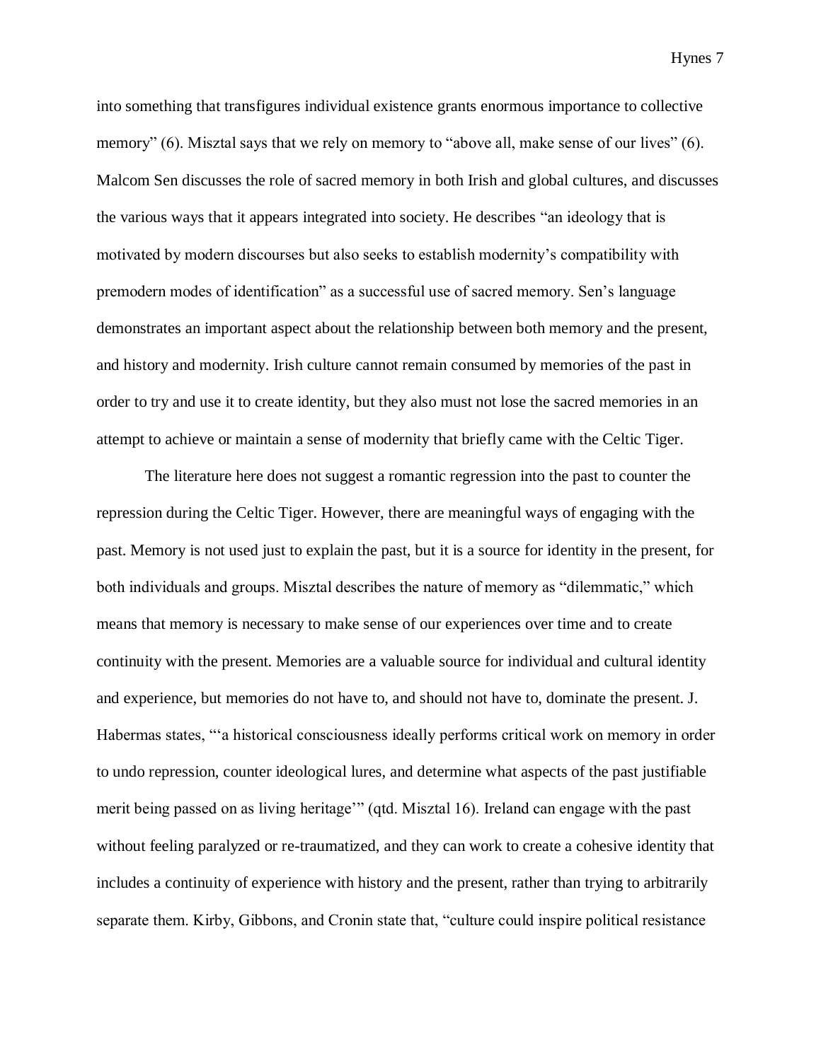into something that transfigures individual existence grants enormous importance to collective memory" (6). Misztal says that we rely on memory to "above all, make sense of our lives" (6). Malcom Sen discusses the role of sacred memory in both Irish and global cultures, and discusses the various ways that it appears integrated into society. He describes "an ideology that is motivated by modern discourses but also seeks to establish modernity's compatibility with premodern modes of identification" as a successful use of sacred memory. Sen's language demonstrates an important aspect about the relationship between both memory and the present, and history and modernity. Irish culture cannot remain consumed by memories of the past in order to try and use it to create identity, but they also must not lose the sacred memories in an attempt to achieve or maintain a sense of modernity that briefly came with the Celtic Tiger.

The literature here does not suggest a romantic regression into the past to counter the repression during the Celtic Tiger. However, there are meaningful ways of engaging with the past. Memory is not used just to explain the past, but it is a source for identity in the present, for both individuals and groups. Misztal describes the nature of memory as "dilemmatic," which means that memory is necessary to make sense of our experiences over time and to create continuity with the present. Memories are a valuable source for individual and cultural identity and experience, but memories do not have to, and should not have to, dominate the present. J. Habermas states, "'a historical consciousness ideally performs critical work on memory in order to undo repression, counter ideological lures, and determine what aspects of the past justifiable merit being passed on as living heritage'" (qtd. Misztal 16). Ireland can engage with the past without feeling paralyzed or re-traumatized, and they can work to create a cohesive identity that includes a continuity of experience with history and the present, rather than trying to arbitrarily separate them. Kirby, Gibbons, and Cronin state that, "culture could inspire political resistance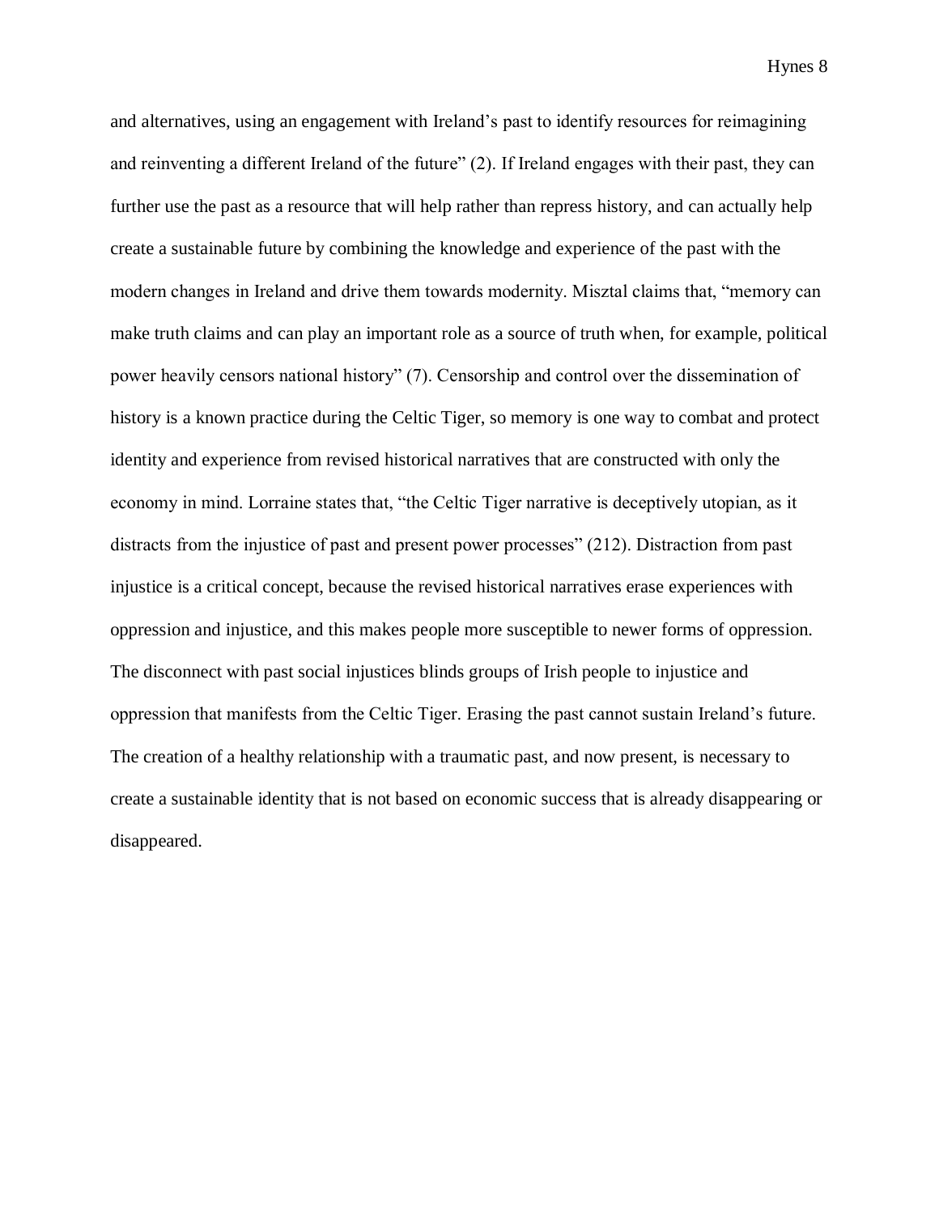and alternatives, using an engagement with Ireland's past to identify resources for reimagining and reinventing a different Ireland of the future" (2). If Ireland engages with their past, they can further use the past as a resource that will help rather than repress history, and can actually help create a sustainable future by combining the knowledge and experience of the past with the modern changes in Ireland and drive them towards modernity. Misztal claims that, "memory can make truth claims and can play an important role as a source of truth when, for example, political power heavily censors national history" (7). Censorship and control over the dissemination of history is a known practice during the Celtic Tiger, so memory is one way to combat and protect identity and experience from revised historical narratives that are constructed with only the economy in mind. Lorraine states that, "the Celtic Tiger narrative is deceptively utopian, as it distracts from the injustice of past and present power processes" (212). Distraction from past injustice is a critical concept, because the revised historical narratives erase experiences with oppression and injustice, and this makes people more susceptible to newer forms of oppression. The disconnect with past social injustices blinds groups of Irish people to injustice and oppression that manifests from the Celtic Tiger. Erasing the past cannot sustain Ireland's future. The creation of a healthy relationship with a traumatic past, and now present, is necessary to create a sustainable identity that is not based on economic success that is already disappearing or disappeared.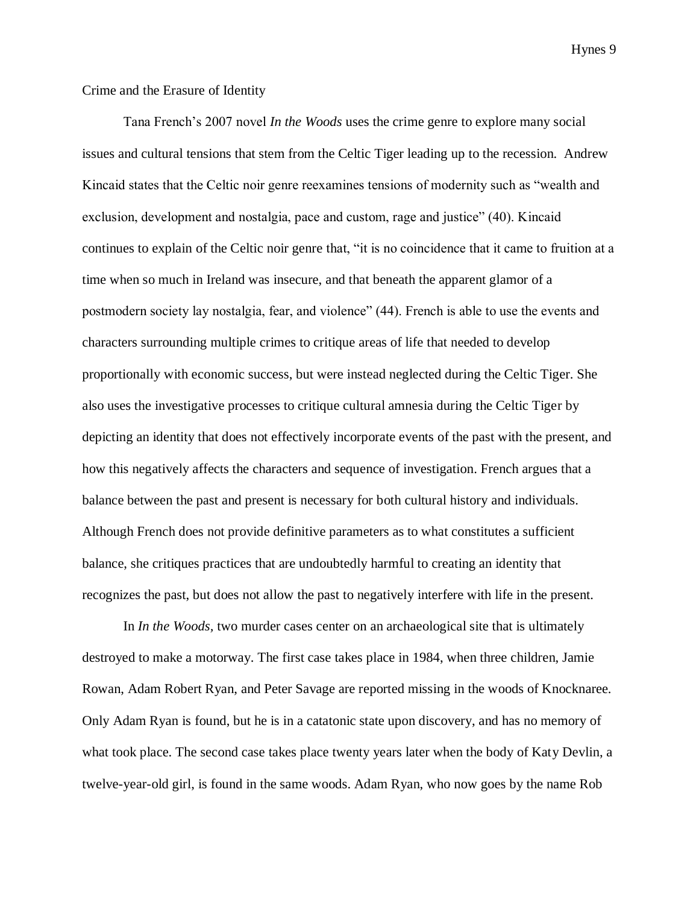## Crime and the Erasure of Identity

Tana French's 2007 novel *In the Woods* uses the crime genre to explore many social issues and cultural tensions that stem from the Celtic Tiger leading up to the recession. Andrew Kincaid states that the Celtic noir genre reexamines tensions of modernity such as "wealth and exclusion, development and nostalgia, pace and custom, rage and justice" (40). Kincaid continues to explain of the Celtic noir genre that, "it is no coincidence that it came to fruition at a time when so much in Ireland was insecure, and that beneath the apparent glamor of a postmodern society lay nostalgia, fear, and violence" (44). French is able to use the events and characters surrounding multiple crimes to critique areas of life that needed to develop proportionally with economic success, but were instead neglected during the Celtic Tiger. She also uses the investigative processes to critique cultural amnesia during the Celtic Tiger by depicting an identity that does not effectively incorporate events of the past with the present, and how this negatively affects the characters and sequence of investigation. French argues that a balance between the past and present is necessary for both cultural history and individuals. Although French does not provide definitive parameters as to what constitutes a sufficient balance, she critiques practices that are undoubtedly harmful to creating an identity that recognizes the past, but does not allow the past to negatively interfere with life in the present.

In *In the Woods,* two murder cases center on an archaeological site that is ultimately destroyed to make a motorway. The first case takes place in 1984, when three children, Jamie Rowan, Adam Robert Ryan, and Peter Savage are reported missing in the woods of Knocknaree. Only Adam Ryan is found, but he is in a catatonic state upon discovery, and has no memory of what took place. The second case takes place twenty years later when the body of Katy Devlin, a twelve-year-old girl, is found in the same woods. Adam Ryan, who now goes by the name Rob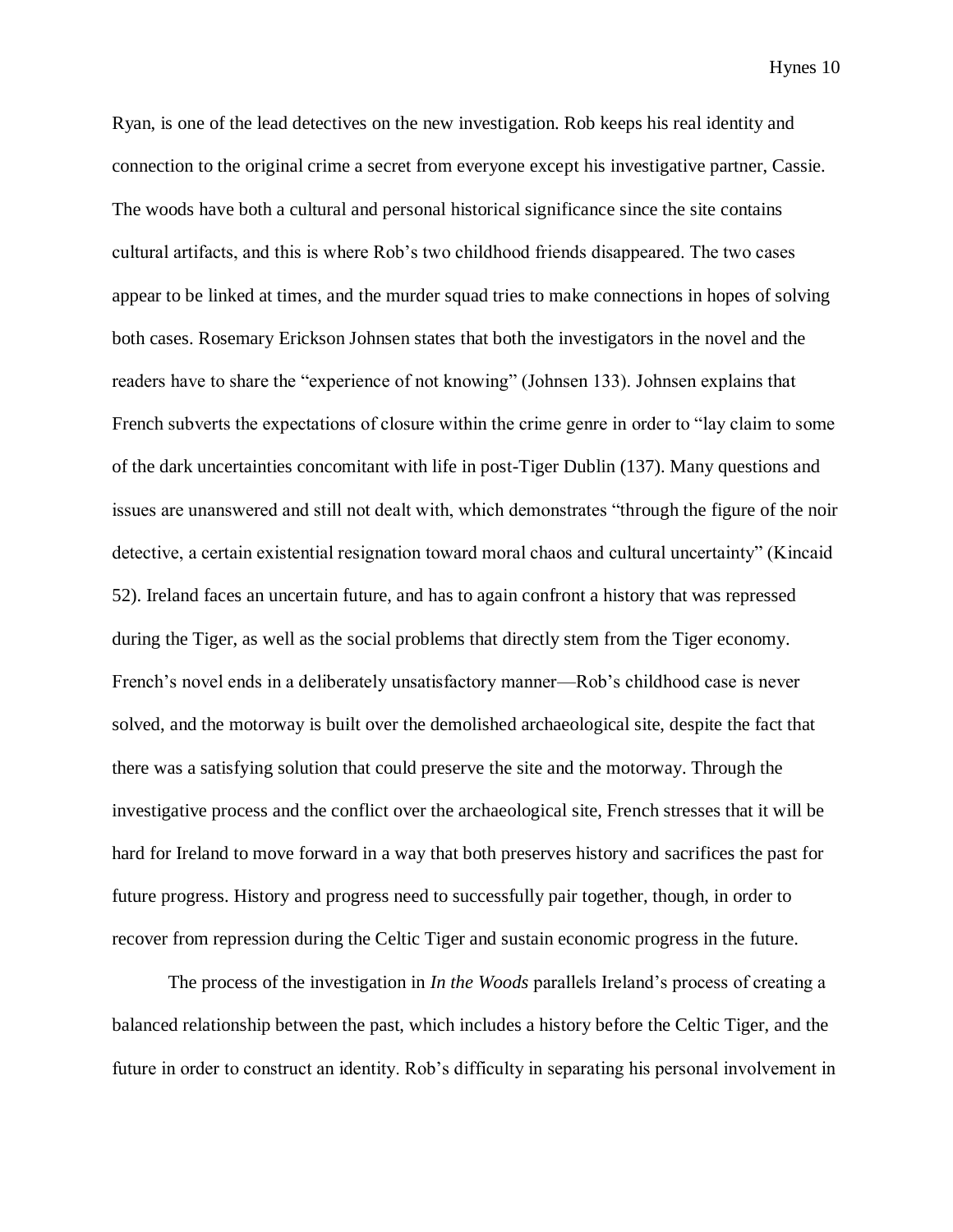Ryan, is one of the lead detectives on the new investigation. Rob keeps his real identity and connection to the original crime a secret from everyone except his investigative partner, Cassie. The woods have both a cultural and personal historical significance since the site contains cultural artifacts, and this is where Rob's two childhood friends disappeared. The two cases appear to be linked at times, and the murder squad tries to make connections in hopes of solving both cases. Rosemary Erickson Johnsen states that both the investigators in the novel and the readers have to share the "experience of not knowing" (Johnsen 133). Johnsen explains that French subverts the expectations of closure within the crime genre in order to "lay claim to some of the dark uncertainties concomitant with life in post-Tiger Dublin (137). Many questions and issues are unanswered and still not dealt with, which demonstrates "through the figure of the noir detective, a certain existential resignation toward moral chaos and cultural uncertainty" (Kincaid 52). Ireland faces an uncertain future, and has to again confront a history that was repressed during the Tiger, as well as the social problems that directly stem from the Tiger economy. French's novel ends in a deliberately unsatisfactory manner—Rob's childhood case is never solved, and the motorway is built over the demolished archaeological site, despite the fact that there was a satisfying solution that could preserve the site and the motorway. Through the investigative process and the conflict over the archaeological site, French stresses that it will be hard for Ireland to move forward in a way that both preserves history and sacrifices the past for future progress. History and progress need to successfully pair together, though, in order to recover from repression during the Celtic Tiger and sustain economic progress in the future.

The process of the investigation in *In the Woods* parallels Ireland's process of creating a balanced relationship between the past, which includes a history before the Celtic Tiger, and the future in order to construct an identity. Rob's difficulty in separating his personal involvement in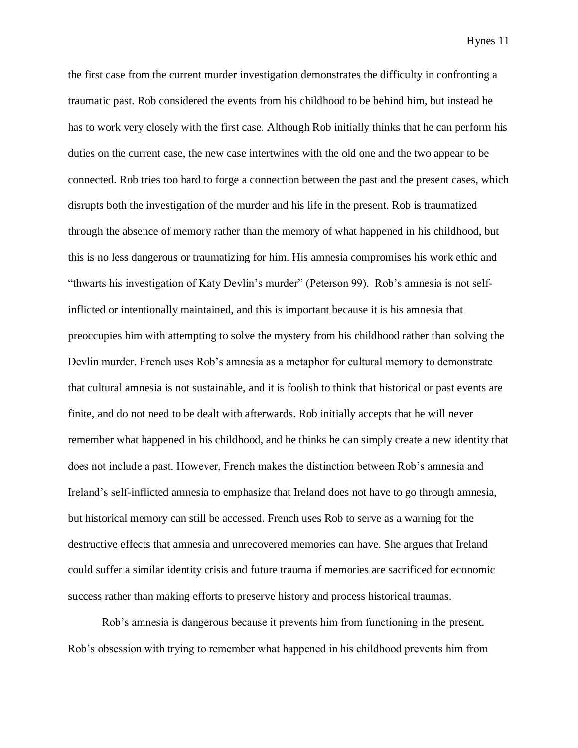the first case from the current murder investigation demonstrates the difficulty in confronting a traumatic past. Rob considered the events from his childhood to be behind him, but instead he has to work very closely with the first case. Although Rob initially thinks that he can perform his duties on the current case, the new case intertwines with the old one and the two appear to be connected. Rob tries too hard to forge a connection between the past and the present cases, which disrupts both the investigation of the murder and his life in the present. Rob is traumatized through the absence of memory rather than the memory of what happened in his childhood, but this is no less dangerous or traumatizing for him. His amnesia compromises his work ethic and "thwarts his investigation of Katy Devlin's murder" (Peterson 99). Rob's amnesia is not self-inflicted or intentionally maintained, and this is important because it is his amnesia that preoccupies him with attempting to solve the mystery from his childhood rather than solving the Devlin murder. French uses Rob's amnesia as a metaphor for cultural memory to demonstrate that cultural amnesia is not sustainable, and it is foolish to think that historical or past events are finite, and do not need to be dealt with afterwards. Rob initially accepts that he will never remember what happened in his childhood, and he thinks he can simply create a new identity that does not include a past. However, French makes the distinction between Rob's amnesia and Ireland's self-inflicted amnesia to emphasize that Ireland does not have to go through amnesia, but historical memory can still be accessed. French uses Rob to serve as a warning for the destructive effects that amnesia and unrecovered memories can have. She argues that Ireland could suffer a similar identity crisis and future trauma if memories are sacrificed for economic success rather than making efforts to preserve history and process historical traumas.

Rob's amnesia is dangerous because it prevents him from functioning in the present. Rob's obsession with trying to remember what happened in his childhood prevents him from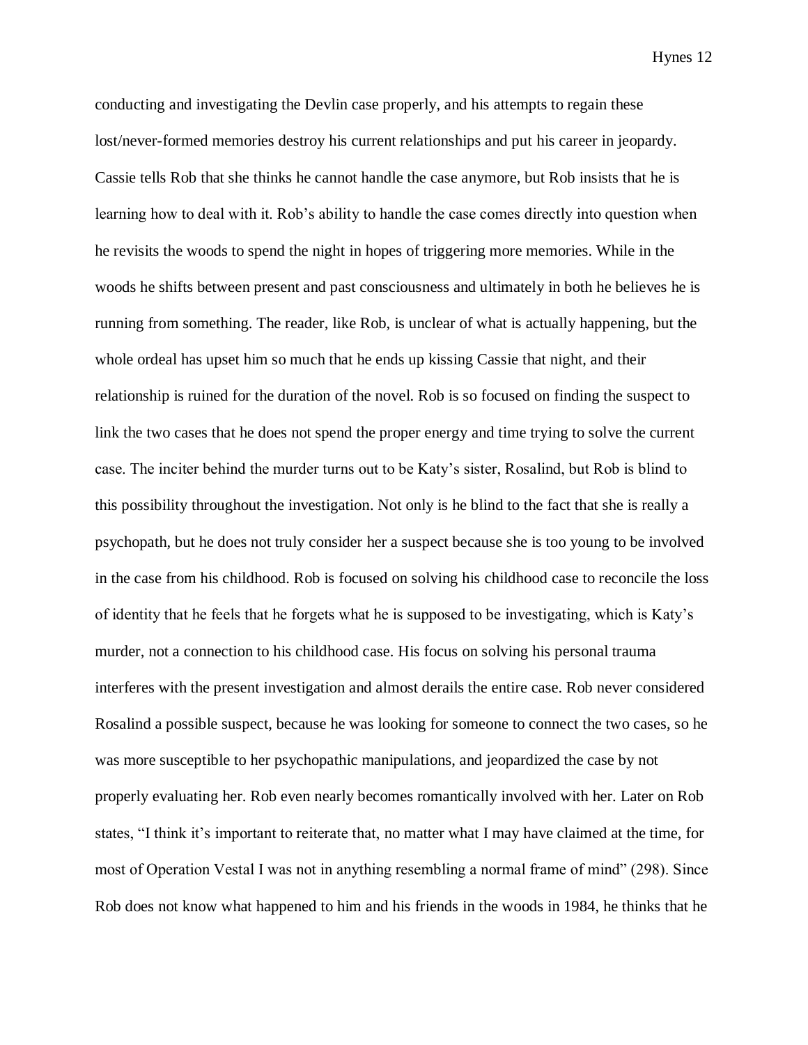conducting and investigating the Devlin case properly, and his attempts to regain these lost/never-formed memories destroy his current relationships and put his career in jeopardy. Cassie tells Rob that she thinks he cannot handle the case anymore, but Rob insists that he is learning how to deal with it. Rob's ability to handle the case comes directly into question when he revisits the woods to spend the night in hopes of triggering more memories. While in the woods he shifts between present and past consciousness and ultimately in both he believes he is running from something. The reader, like Rob, is unclear of what is actually happening, but the whole ordeal has upset him so much that he ends up kissing Cassie that night, and their relationship is ruined for the duration of the novel. Rob is so focused on finding the suspect to link the two cases that he does not spend the proper energy and time trying to solve the current case. The inciter behind the murder turns out to be Katy's sister, Rosalind, but Rob is blind to this possibility throughout the investigation. Not only is he blind to the fact that she is really a psychopath, but he does not truly consider her a suspect because she is too young to be involved in the case from his childhood. Rob is focused on solving his childhood case to reconcile the loss of identity that he feels that he forgets what he is supposed to be investigating, which is Katy's murder, not a connection to his childhood case. His focus on solving his personal trauma interferes with the present investigation and almost derails the entire case. Rob never considered Rosalind a possible suspect, because he was looking for someone to connect the two cases, so he was more susceptible to her psychopathic manipulations, and jeopardized the case by not properly evaluating her. Rob even nearly becomes romantically involved with her. Later on Rob states, "I think it's important to reiterate that, no matter what I may have claimed at the time, for most of Operation Vestal I was not in anything resembling a normal frame of mind" (298). Since Rob does not know what happened to him and his friends in the woods in 1984, he thinks that he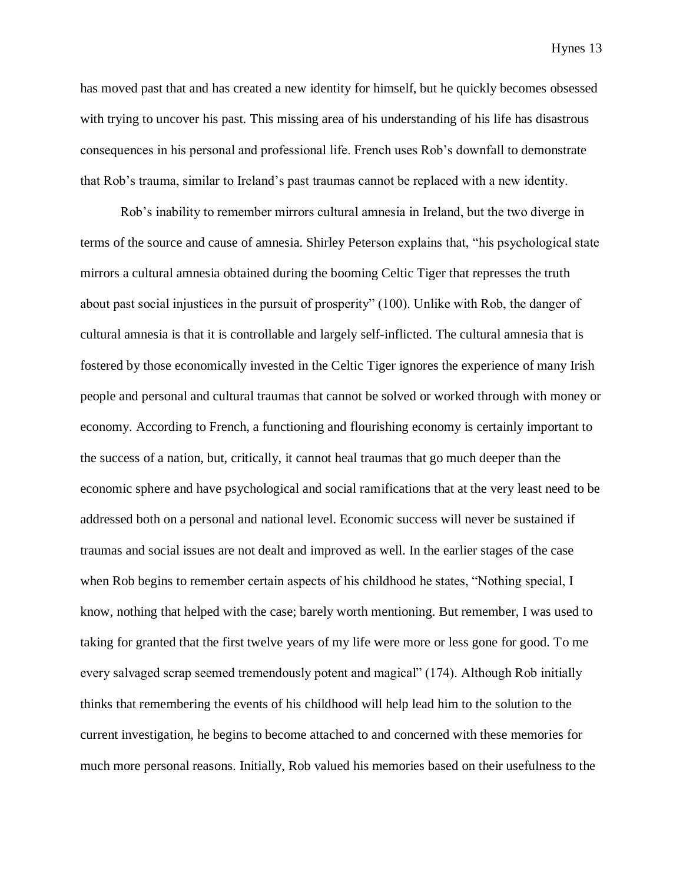has moved past that and has created a new identity for himself, but he quickly becomes obsessed with trying to uncover his past. This missing area of his understanding of his life has disastrous consequences in his personal and professional life. French uses Rob's downfall to demonstrate that Rob's trauma, similar to Ireland's past traumas cannot be replaced with a new identity.

Rob's inability to remember mirrors cultural amnesia in Ireland, but the two diverge in terms of the source and cause of amnesia. Shirley Peterson explains that, "his psychological state mirrors a cultural amnesia obtained during the booming Celtic Tiger that represses the truth about past social injustices in the pursuit of prosperity" (100). Unlike with Rob, the danger of cultural amnesia is that it is controllable and largely self-inflicted. The cultural amnesia that is fostered by those economically invested in the Celtic Tiger ignores the experience of many Irish people and personal and cultural traumas that cannot be solved or worked through with money or economy. According to French, a functioning and flourishing economy is certainly important to the success of a nation, but, critically, it cannot heal traumas that go much deeper than the economic sphere and have psychological and social ramifications that at the very least need to be addressed both on a personal and national level. Economic success will never be sustained if traumas and social issues are not dealt and improved as well. In the earlier stages of the case when Rob begins to remember certain aspects of his childhood he states, "Nothing special, I know, nothing that helped with the case; barely worth mentioning. But remember, I was used to taking for granted that the first twelve years of my life were more or less gone for good. To me every salvaged scrap seemed tremendously potent and magical" (174). Although Rob initially thinks that remembering the events of his childhood will help lead him to the solution to the current investigation, he begins to become attached to and concerned with these memories for much more personal reasons. Initially, Rob valued his memories based on their usefulness to the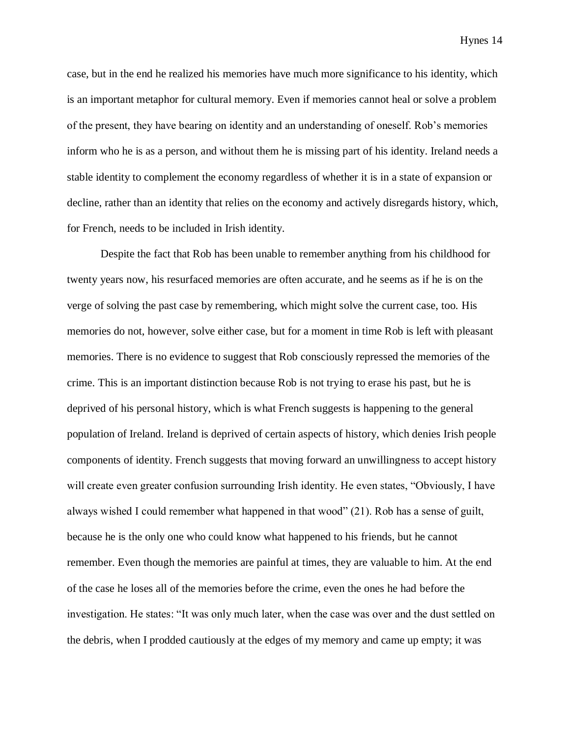case, but in the end he realized his memories have much more significance to his identity, which is an important metaphor for cultural memory. Even if memories cannot heal or solve a problem of the present, they have bearing on identity and an understanding of oneself. Rob's memories inform who he is as a person, and without them he is missing part of his identity. Ireland needs a stable identity to complement the economy regardless of whether it is in a state of expansion or decline, rather than an identity that relies on the economy and actively disregards history, which, for French, needs to be included in Irish identity.

Despite the fact that Rob has been unable to remember anything from his childhood for twenty years now, his resurfaced memories are often accurate, and he seems as if he is on the verge of solving the past case by remembering, which might solve the current case, too. His memories do not, however, solve either case, but for a moment in time Rob is left with pleasant memories. There is no evidence to suggest that Rob consciously repressed the memories of the crime. This is an important distinction because Rob is not trying to erase his past, but he is deprived of his personal history, which is what French suggests is happening to the general population of Ireland. Ireland is deprived of certain aspects of history, which denies Irish people components of identity. French suggests that moving forward an unwillingness to accept history will create even greater confusion surrounding Irish identity. He even states, "Obviously, I have always wished I could remember what happened in that wood" (21). Rob has a sense of guilt, because he is the only one who could know what happened to his friends, but he cannot remember. Even though the memories are painful at times, they are valuable to him. At the end of the case he loses all of the memories before the crime, even the ones he had before the investigation. He states: "It was only much later, when the case was over and the dust settled on the debris, when I prodded cautiously at the edges of my memory and came up empty; it was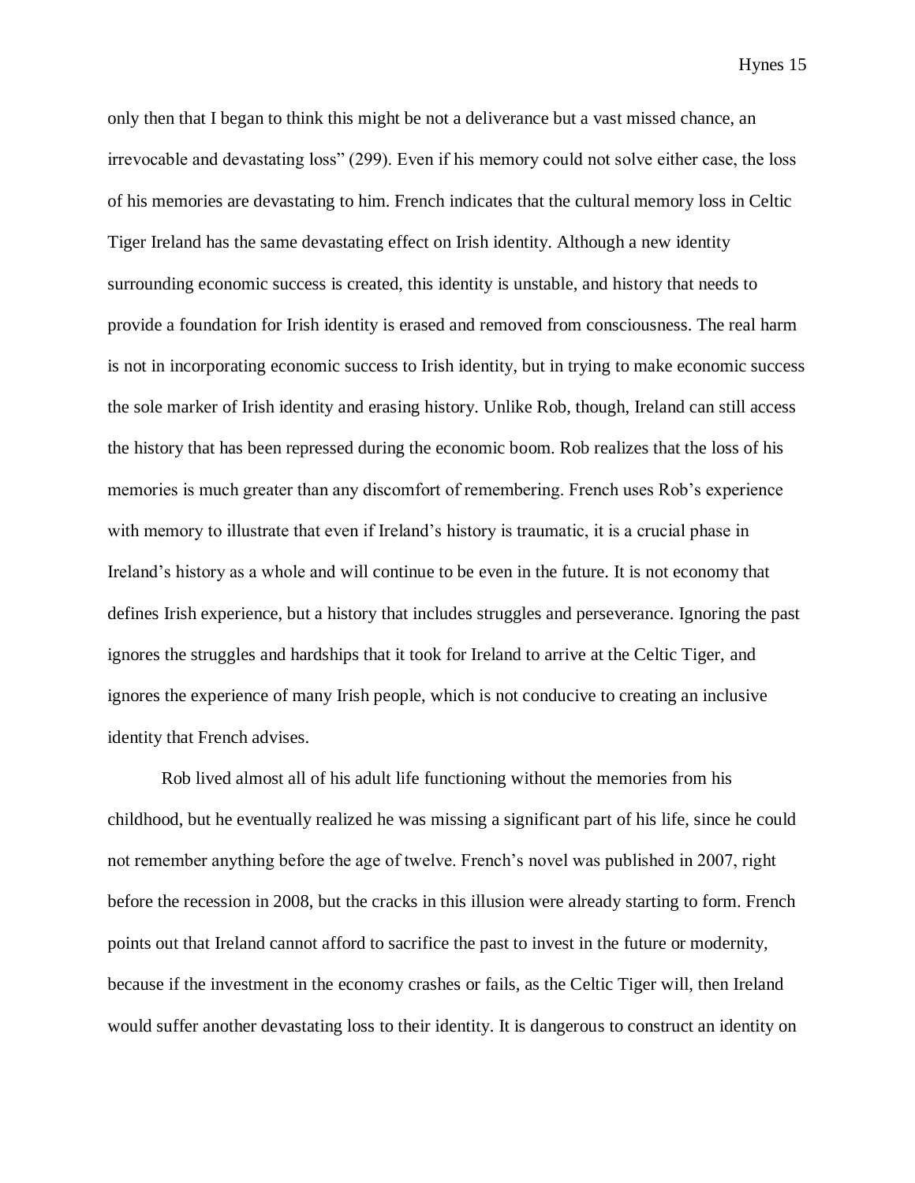only then that I began to think this might be not a deliverance but a vast missed chance, an irrevocable and devastating loss" (299). Even if his memory could not solve either case, the loss of his memories are devastating to him. French indicates that the cultural memory loss in Celtic Tiger Ireland has the same devastating effect on Irish identity. Although a new identity surrounding economic success is created, this identity is unstable, and history that needs to provide a foundation for Irish identity is erased and removed from consciousness. The real harm is not in incorporating economic success to Irish identity, but in trying to make economic success the sole marker of Irish identity and erasing history. Unlike Rob, though, Ireland can still access the history that has been repressed during the economic boom. Rob realizes that the loss of his memories is much greater than any discomfort of remembering. French uses Rob's experience with memory to illustrate that even if Ireland's history is traumatic, it is a crucial phase in Ireland's history as a whole and will continue to be even in the future. It is not economy that defines Irish experience, but a history that includes struggles and perseverance. Ignoring the past ignores the struggles and hardships that it took for Ireland to arrive at the Celtic Tiger, and ignores the experience of many Irish people, which is not conducive to creating an inclusive identity that French advises.

Rob lived almost all of his adult life functioning without the memories from his childhood, but he eventually realized he was missing a significant part of his life, since he could not remember anything before the age of twelve. French's novel was published in 2007, right before the recession in 2008, but the cracks in this illusion were already starting to form. French points out that Ireland cannot afford to sacrifice the past to invest in the future or modernity, because if the investment in the economy crashes or fails, as the Celtic Tiger will, then Ireland would suffer another devastating loss to their identity. It is dangerous to construct an identity on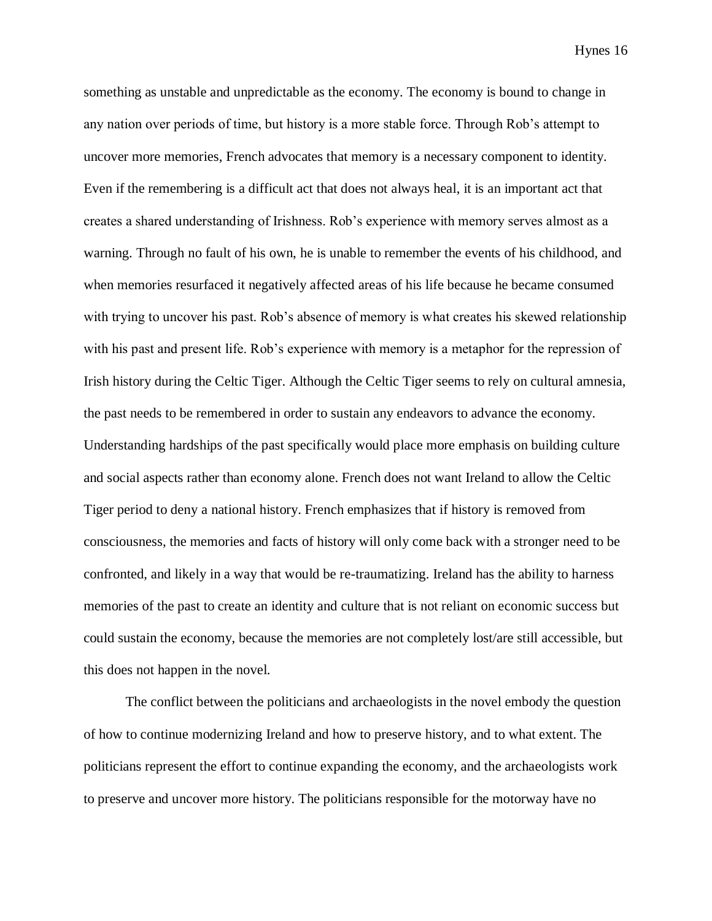something as unstable and unpredictable as the economy. The economy is bound to change in any nation over periods of time, but history is a more stable force. Through Rob's attempt to uncover more memories, French advocates that memory is a necessary component to identity. Even if the remembering is a difficult act that does not always heal, it is an important act that creates a shared understanding of Irishness. Rob's experience with memory serves almost as a warning. Through no fault of his own, he is unable to remember the events of his childhood, and when memories resurfaced it negatively affected areas of his life because he became consumed with trying to uncover his past. Rob's absence of memory is what creates his skewed relationship with his past and present life. Rob's experience with memory is a metaphor for the repression of Irish history during the Celtic Tiger. Although the Celtic Tiger seems to rely on cultural amnesia, the past needs to be remembered in order to sustain any endeavors to advance the economy. Understanding hardships of the past specifically would place more emphasis on building culture and social aspects rather than economy alone. French does not want Ireland to allow the Celtic Tiger period to deny a national history. French emphasizes that if history is removed from consciousness, the memories and facts of history will only come back with a stronger need to be confronted, and likely in a way that would be re-traumatizing. Ireland has the ability to harness memories of the past to create an identity and culture that is not reliant on economic success but could sustain the economy, because the memories are not completely lost/are still accessible, but this does not happen in the novel.

The conflict between the politicians and archaeologists in the novel embody the question of how to continue modernizing Ireland and how to preserve history, and to what extent. The politicians represent the effort to continue expanding the economy, and the archaeologists work to preserve and uncover more history. The politicians responsible for the motorway have no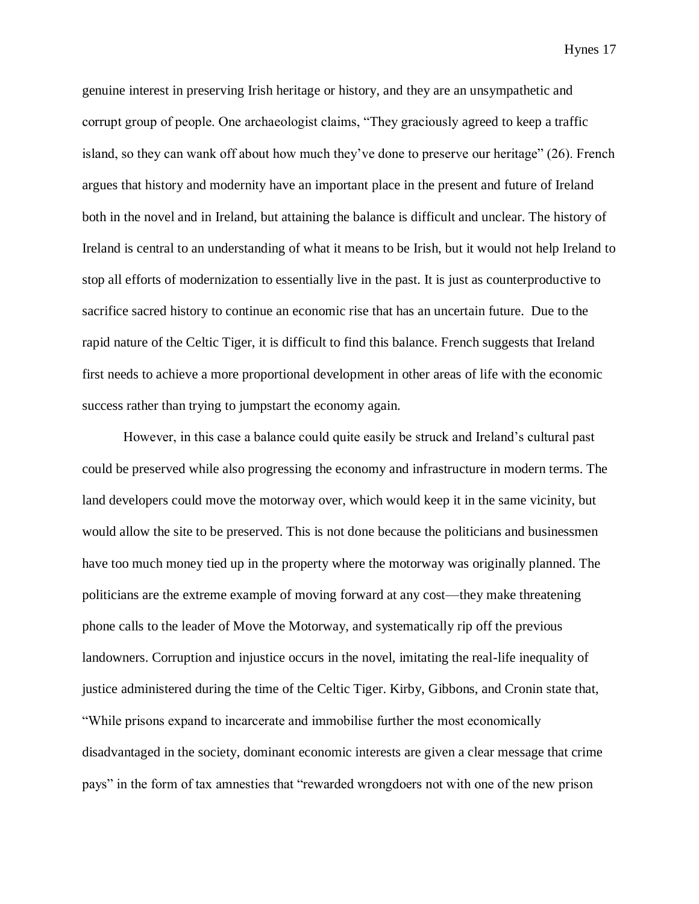genuine interest in preserving Irish heritage or history, and they are an unsympathetic and corrupt group of people. One archaeologist claims, "They graciously agreed to keep a traffic island, so they can wank off about how much they've done to preserve our heritage" (26). French argues that history and modernity have an important place in the present and future of Ireland both in the novel and in Ireland, but attaining the balance is difficult and unclear. The history of Ireland is central to an understanding of what it means to be Irish, but it would not help Ireland to stop all efforts of modernization to essentially live in the past. It is just as counterproductive to sacrifice sacred history to continue an economic rise that has an uncertain future. Due to the rapid nature of the Celtic Tiger, it is difficult to find this balance. French suggests that Ireland first needs to achieve a more proportional development in other areas of life with the economic success rather than trying to jumpstart the economy again.

However, in this case a balance could quite easily be struck and Ireland's cultural past could be preserved while also progressing the economy and infrastructure in modern terms. The land developers could move the motorway over, which would keep it in the same vicinity, but would allow the site to be preserved. This is not done because the politicians and businessmen have too much money tied up in the property where the motorway was originally planned. The politicians are the extreme example of moving forward at any cost—they make threatening phone calls to the leader of Move the Motorway, and systematically rip off the previous landowners. Corruption and injustice occurs in the novel, imitating the real-life inequality of justice administered during the time of the Celtic Tiger. Kirby, Gibbons, and Cronin state that, "While prisons expand to incarcerate and immobilise further the most economically disadvantaged in the society, dominant economic interests are given a clear message that crime pays" in the form of tax amnesties that "rewarded wrongdoers not with one of the new prison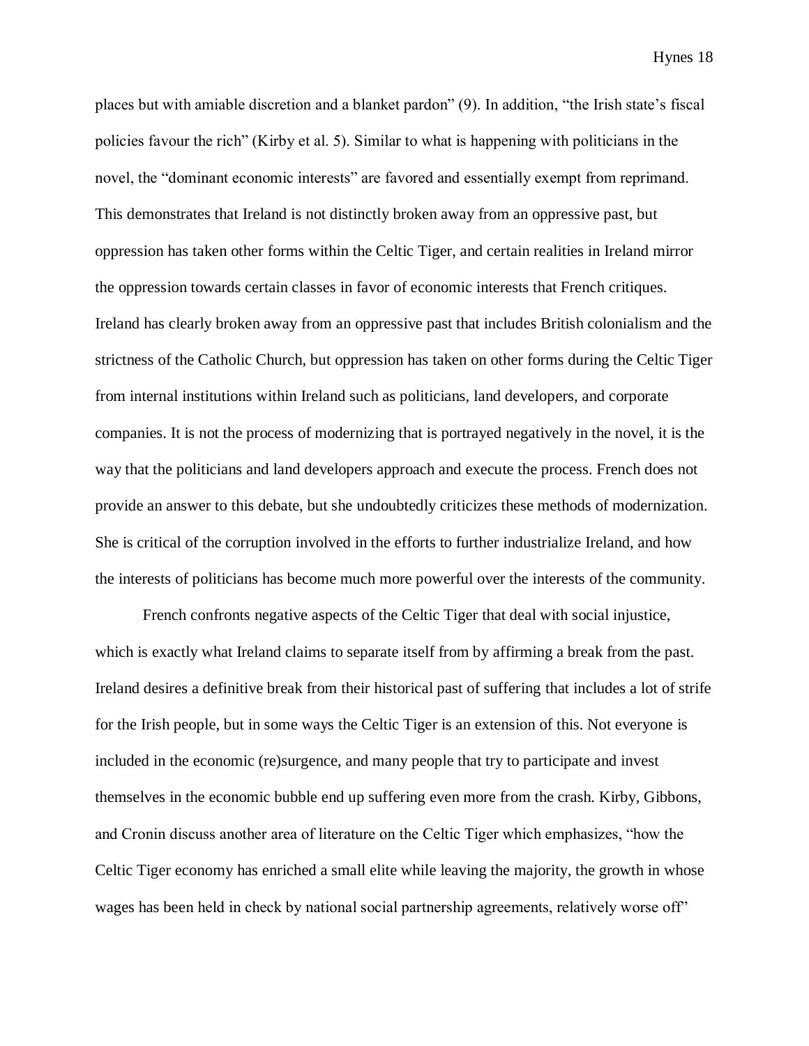places but with amiable discretion and a blanket pardon" (9). In addition, "the Irish state's fiscal policies favour the rich" (Kirby et al. 5). Similar to what is happening with politicians in the novel, the "dominant economic interests" are favored and essentially exempt from reprimand. This demonstrates that Ireland is not distinctly broken away from an oppressive past, but oppression has taken other forms within the Celtic Tiger, and certain realities in Ireland mirror the oppression towards certain classes in favor of economic interests that French critiques. Ireland has clearly broken away from an oppressive past that includes British colonialism and the strictness of the Catholic Church, but oppression has taken on other forms during the Celtic Tiger from internal institutions within Ireland such as politicians, land developers, and corporate companies. It is not the process of modernizing that is portrayed negatively in the novel, it is the way that the politicians and land developers approach and execute the process. French does not provide an answer to this debate, but she undoubtedly criticizes these methods of modernization. She is critical of the corruption involved in the efforts to further industrialize Ireland, and how the interests of politicians has become much more powerful over the interests of the community.

French confronts negative aspects of the Celtic Tiger that deal with social injustice, which is exactly what Ireland claims to separate itself from by affirming a break from the past. Ireland desires a definitive break from their historical past of suffering that includes a lot of strife for the Irish people, but in some ways the Celtic Tiger is an extension of this. Not everyone is included in the economic (re)surgence, and many people that try to participate and invest themselves in the economic bubble end up suffering even more from the crash. Kirby, Gibbons, and Cronin discuss another area of literature on the Celtic Tiger which emphasizes, "how the Celtic Tiger economy has enriched a small elite while leaving the majority, the growth in whose wages has been held in check by national social partnership agreements, relatively worse off"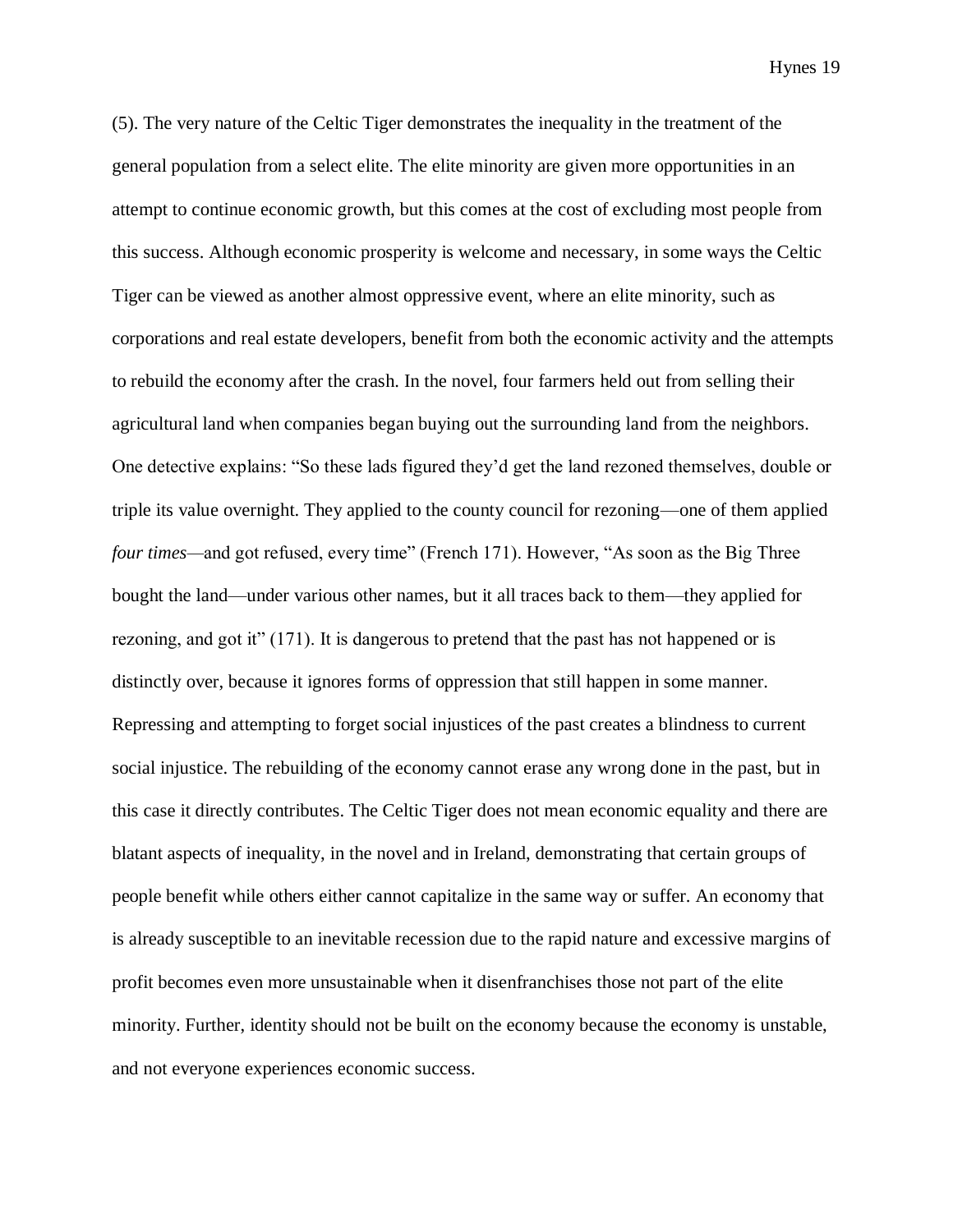(5). The very nature of the Celtic Tiger demonstrates the inequality in the treatment of the general population from a select elite. The elite minority are given more opportunities in an attempt to continue economic growth, but this comes at the cost of excluding most people from this success. Although economic prosperity is welcome and necessary, in some ways the Celtic Tiger can be viewed as another almost oppressive event, where an elite minority, such as corporations and real estate developers, benefit from both the economic activity and the attempts to rebuild the economy after the crash. In the novel, four farmers held out from selling their agricultural land when companies began buying out the surrounding land from the neighbors. One detective explains: "So these lads figured they'd get the land rezoned themselves, double or triple its value overnight. They applied to the county council for rezoning—one of them applied *four times*—and got refused, every time" (French 171). However, "As soon as the Big Three bought the land—under various other names, but it all traces back to them—they applied for rezoning, and got it" (171). It is dangerous to pretend that the past has not happened or is distinctly over, because it ignores forms of oppression that still happen in some manner. Repressing and attempting to forget social injustices of the past creates a blindness to current social injustice. The rebuilding of the economy cannot erase any wrong done in the past, but in this case it directly contributes. The Celtic Tiger does not mean economic equality and there are blatant aspects of inequality, in the novel and in Ireland, demonstrating that certain groups of people benefit while others either cannot capitalize in the same way or suffer. An economy that is already susceptible to an inevitable recession due to the rapid nature and excessive margins of profit becomes even more unsustainable when it disenfranchises those not part of the elite minority. Further, identity should not be built on the economy because the economy is unstable, and not everyone experiences economic success.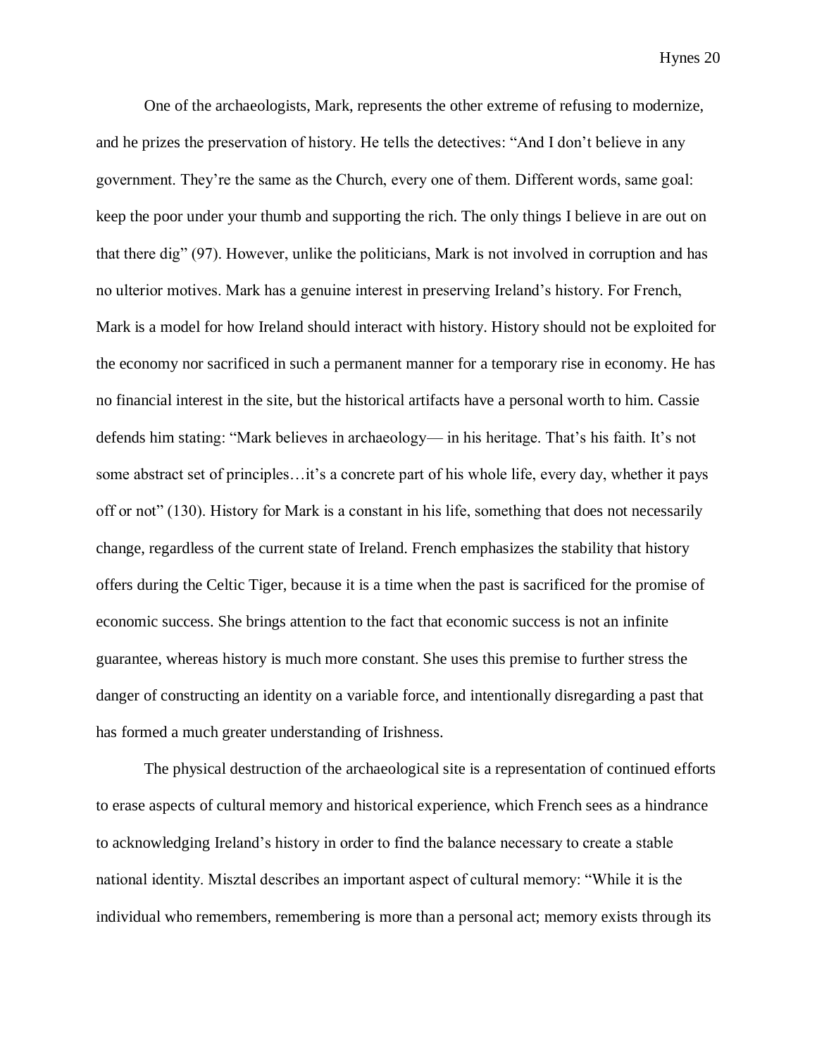One of the archaeologists, Mark, represents the other extreme of refusing to modernize, and he prizes the preservation of history. He tells the detectives: "And I don't believe in any government. They're the same as the Church, every one of them. Different words, same goal: keep the poor under your thumb and supporting the rich. The only things I believe in are out on that there dig" (97). However, unlike the politicians, Mark is not involved in corruption and has no ulterior motives. Mark has a genuine interest in preserving Ireland's history. For French, Mark is a model for how Ireland should interact with history. History should not be exploited for the economy nor sacrificed in such a permanent manner for a temporary rise in economy. He has no financial interest in the site, but the historical artifacts have a personal worth to him. Cassie defends him stating: "Mark believes in archaeology— in his heritage. That's his faith. It's not some abstract set of principles…it's a concrete part of his whole life, every day, whether it pays off or not" (130). History for Mark is a constant in his life, something that does not necessarily change, regardless of the current state of Ireland. French emphasizes the stability that history offers during the Celtic Tiger, because it is a time when the past is sacrificed for the promise of economic success. She brings attention to the fact that economic success is not an infinite guarantee, whereas history is much more constant. She uses this premise to further stress the danger of constructing an identity on a variable force, and intentionally disregarding a past that has formed a much greater understanding of Irishness.

The physical destruction of the archaeological site is a representation of continued efforts to erase aspects of cultural memory and historical experience, which French sees as a hindrance to acknowledging Ireland's history in order to find the balance necessary to create a stable national identity. Misztal describes an important aspect of cultural memory: "While it is the individual who remembers, remembering is more than a personal act; memory exists through its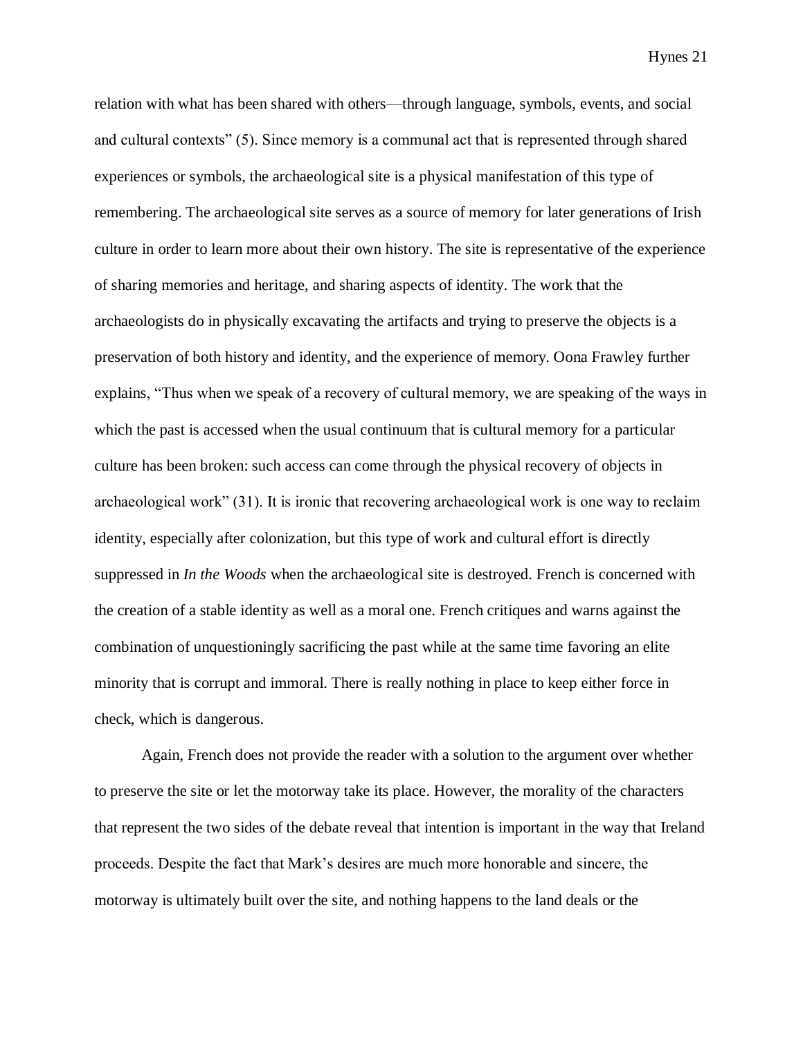relation with what has been shared with others—through language, symbols, events, and social and cultural contexts" (5). Since memory is a communal act that is represented through shared experiences or symbols, the archaeological site is a physical manifestation of this type of remembering. The archaeological site serves as a source of memory for later generations of Irish culture in order to learn more about their own history. The site is representative of the experience of sharing memories and heritage, and sharing aspects of identity. The work that the archaeologists do in physically excavating the artifacts and trying to preserve the objects is a preservation of both history and identity, and the experience of memory. Oona Frawley further explains, "Thus when we speak of a recovery of cultural memory, we are speaking of the ways in which the past is accessed when the usual continuum that is cultural memory for a particular culture has been broken: such access can come through the physical recovery of objects in archaeological work" (31). It is ironic that recovering archaeological work is one way to reclaim identity, especially after colonization, but this type of work and cultural effort is directly suppressed in *In the Woods* when the archaeological site is destroyed. French is concerned with the creation of a stable identity as well as a moral one. French critiques and warns against the combination of unquestioningly sacrificing the past while at the same time favoring an elite minority that is corrupt and immoral. There is really nothing in place to keep either force in check, which is dangerous.

Again, French does not provide the reader with a solution to the argument over whether to preserve the site or let the motorway take its place. However, the morality of the characters that represent the two sides of the debate reveal that intention is important in the way that Ireland proceeds. Despite the fact that Mark's desires are much more honorable and sincere, the motorway is ultimately built over the site, and nothing happens to the land deals or the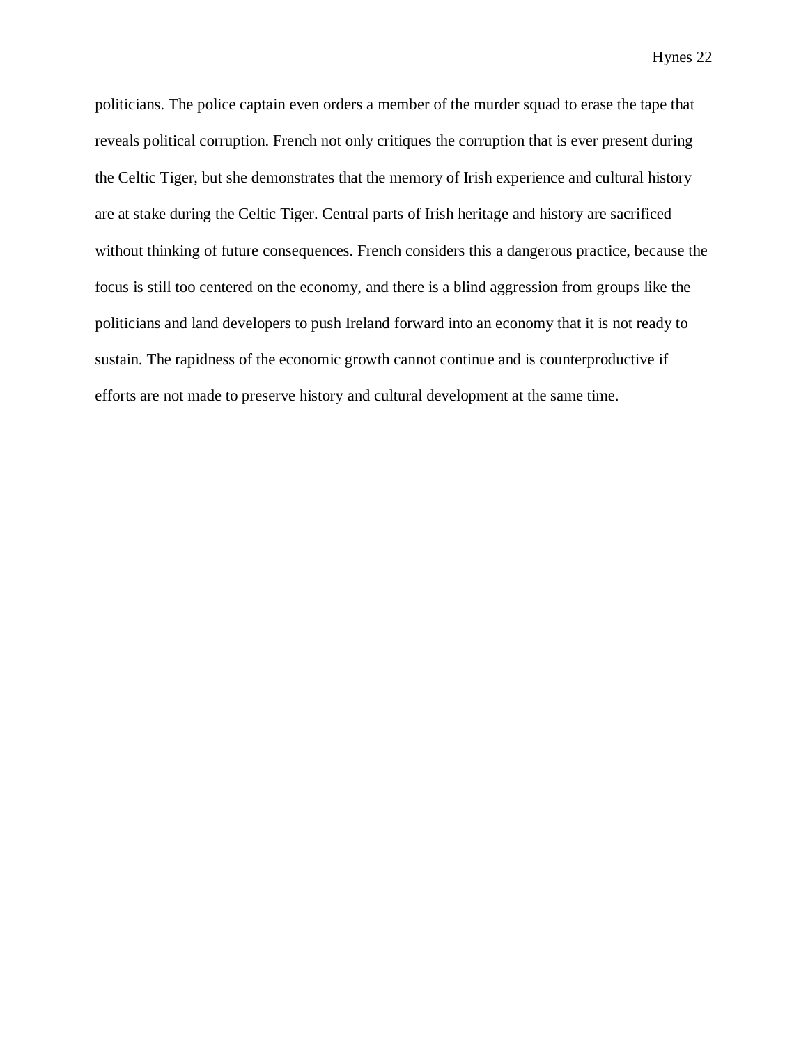politicians. The police captain even orders a member of the murder squad to erase the tape that reveals political corruption. French not only critiques the corruption that is ever present during the Celtic Tiger, but she demonstrates that the memory of Irish experience and cultural history are at stake during the Celtic Tiger. Central parts of Irish heritage and history are sacrificed without thinking of future consequences. French considers this a dangerous practice, because the focus is still too centered on the economy, and there is a blind aggression from groups like the politicians and land developers to push Ireland forward into an economy that it is not ready to sustain. The rapidness of the economic growth cannot continue and is counterproductive if efforts are not made to preserve history and cultural development at the same time.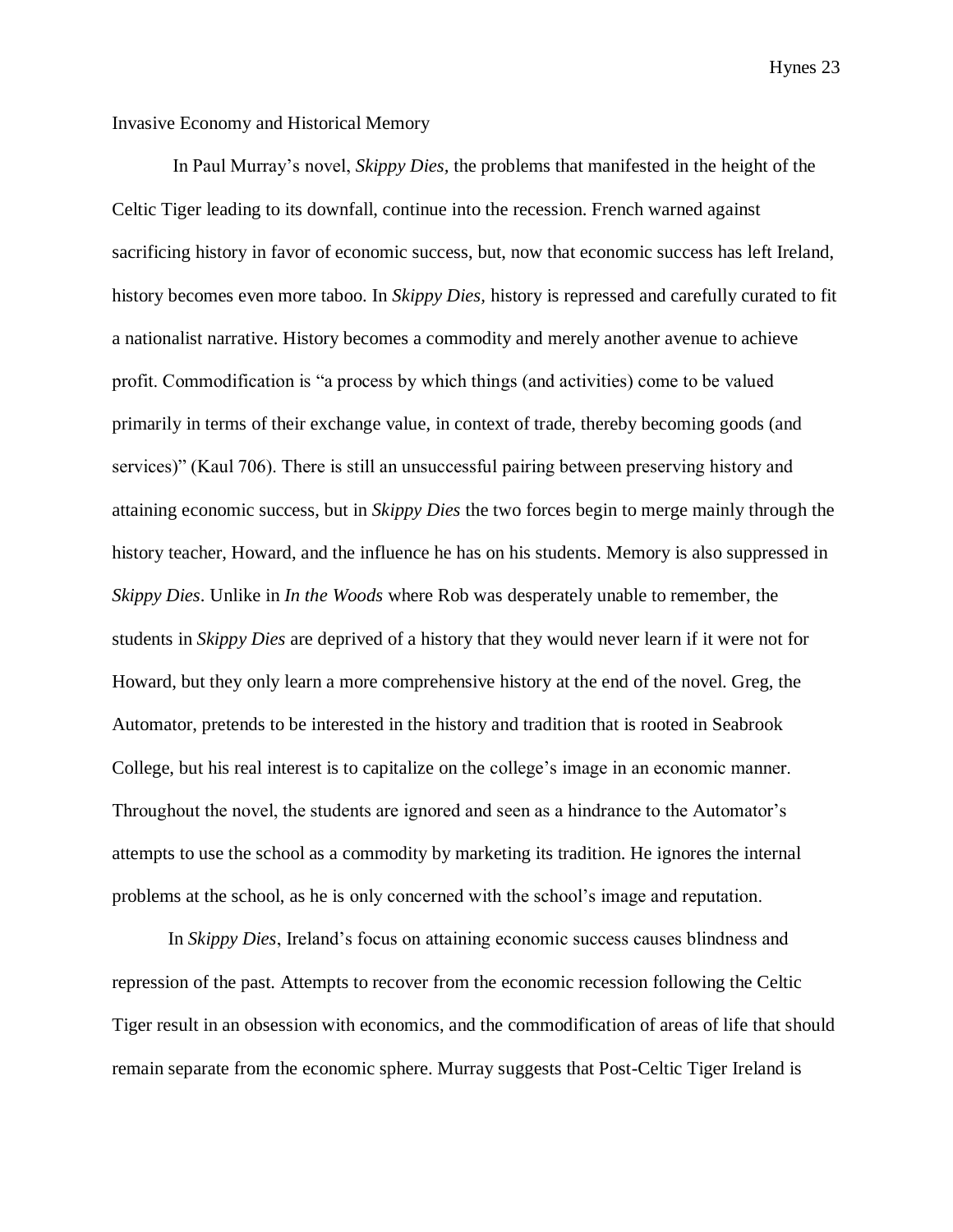## Invasive Economy and Historical Memory

In Paul Murray's novel, *Skippy Dies,* the problems that manifested in the height of the Celtic Tiger leading to its downfall, continue into the recession. French warned against sacrificing history in favor of economic success, but, now that economic success has left Ireland, history becomes even more taboo. In *Skippy Dies,* history is repressed and carefully curated to fit a nationalist narrative. History becomes a commodity and merely another avenue to achieve profit. Commodification is "a process by which things (and activities) come to be valued primarily in terms of their exchange value, in context of trade, thereby becoming goods (and services)" (Kaul 706). There is still an unsuccessful pairing between preserving history and attaining economic success, but in *Skippy Dies* the two forces begin to merge mainly through the history teacher, Howard, and the influence he has on his students. Memory is also suppressed in *Skippy Dies*. Unlike in *In the Woods* where Rob was desperately unable to remember, the students in *Skippy Dies* are deprived of a history that they would never learn if it were not for Howard, but they only learn a more comprehensive history at the end of the novel. Greg, the Automator, pretends to be interested in the history and tradition that is rooted in Seabrook College, but his real interest is to capitalize on the college's image in an economic manner. Throughout the novel, the students are ignored and seen as a hindrance to the Automator's attempts to use the school as a commodity by marketing its tradition. He ignores the internal problems at the school, as he is only concerned with the school's image and reputation.

In *Skippy Dies*, Ireland's focus on attaining economic success causes blindness and repression of the past. Attempts to recover from the economic recession following the Celtic Tiger result in an obsession with economics, and the commodification of areas of life that should remain separate from the economic sphere. Murray suggests that Post-Celtic Tiger Ireland is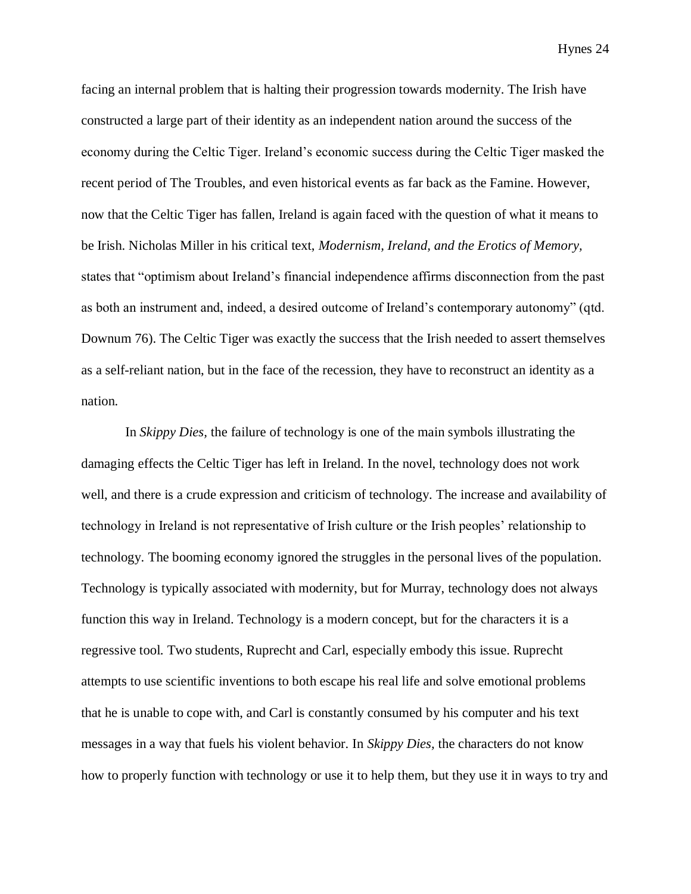facing an internal problem that is halting their progression towards modernity. The Irish have constructed a large part of their identity as an independent nation around the success of the economy during the Celtic Tiger. Ireland's economic success during the Celtic Tiger masked the recent period of The Troubles, and even historical events as far back as the Famine. However, now that the Celtic Tiger has fallen, Ireland is again faced with the question of what it means to be Irish. Nicholas Miller in his critical text, *Modernism, Ireland, and the Erotics of Memory,* states that "optimism about Ireland's financial independence affirms disconnection from the past as both an instrument and, indeed, a desired outcome of Ireland's contemporary autonomy" (qtd. Downum 76). The Celtic Tiger was exactly the success that the Irish needed to assert themselves as a self-reliant nation, but in the face of the recession, they have to reconstruct an identity as a nation.

In *Skippy Dies,* the failure of technology is one of the main symbols illustrating the damaging effects the Celtic Tiger has left in Ireland. In the novel, technology does not work well, and there is a crude expression and criticism of technology. The increase and availability of technology in Ireland is not representative of Irish culture or the Irish peoples' relationship to technology. The booming economy ignored the struggles in the personal lives of the population. Technology is typically associated with modernity, but for Murray, technology does not always function this way in Ireland. Technology is a modern concept, but for the characters it is a regressive tool. Two students, Ruprecht and Carl, especially embody this issue. Ruprecht attempts to use scientific inventions to both escape his real life and solve emotional problems that he is unable to cope with, and Carl is constantly consumed by his computer and his text messages in a way that fuels his violent behavior. In *Skippy Dies*, the characters do not know how to properly function with technology or use it to help them, but they use it in ways to try and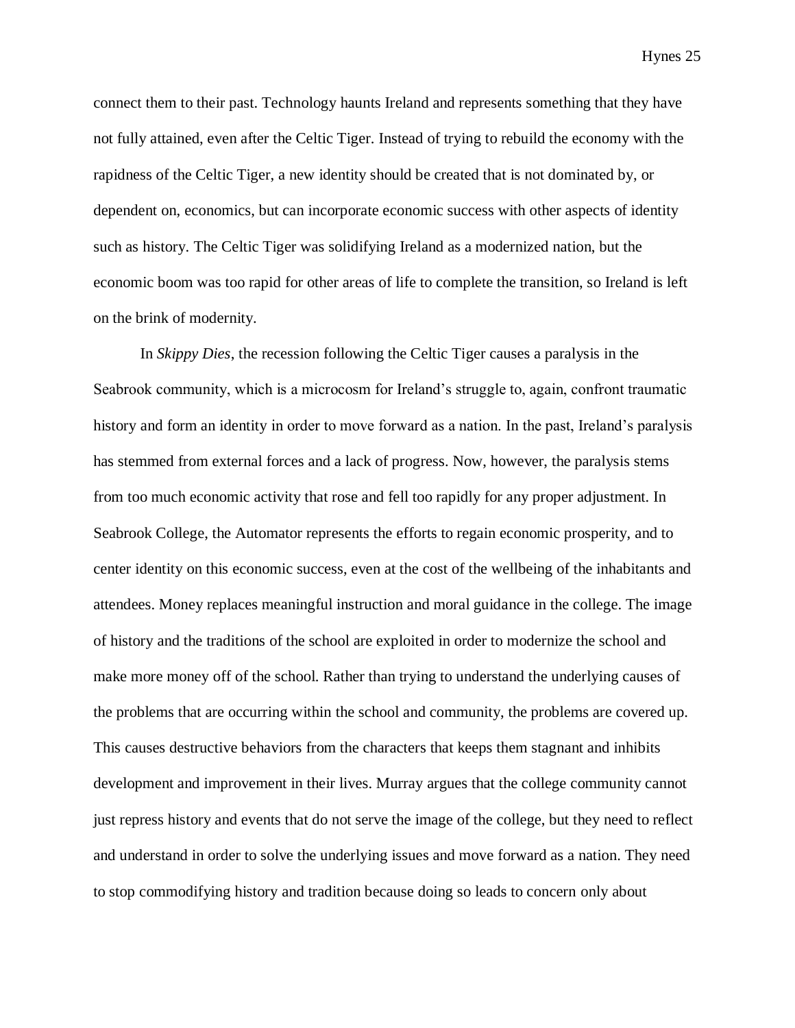connect them to their past. Technology haunts Ireland and represents something that they have not fully attained, even after the Celtic Tiger. Instead of trying to rebuild the economy with the rapidness of the Celtic Tiger, a new identity should be created that is not dominated by, or dependent on, economics, but can incorporate economic success with other aspects of identity such as history. The Celtic Tiger was solidifying Ireland as a modernized nation, but the economic boom was too rapid for other areas of life to complete the transition, so Ireland is left on the brink of modernity.

In *Skippy Dies*, the recession following the Celtic Tiger causes a paralysis in the Seabrook community, which is a microcosm for Ireland's struggle to, again, confront traumatic history and form an identity in order to move forward as a nation. In the past, Ireland's paralysis has stemmed from external forces and a lack of progress. Now, however, the paralysis stems from too much economic activity that rose and fell too rapidly for any proper adjustment. In Seabrook College, the Automator represents the efforts to regain economic prosperity, and to center identity on this economic success, even at the cost of the wellbeing of the inhabitants and attendees. Money replaces meaningful instruction and moral guidance in the college. The image of history and the traditions of the school are exploited in order to modernize the school and make more money off of the school. Rather than trying to understand the underlying causes of the problems that are occurring within the school and community, the problems are covered up. This causes destructive behaviors from the characters that keeps them stagnant and inhibits development and improvement in their lives. Murray argues that the college community cannot just repress history and events that do not serve the image of the college, but they need to reflect and understand in order to solve the underlying issues and move forward as a nation. They need to stop commodifying history and tradition because doing so leads to concern only about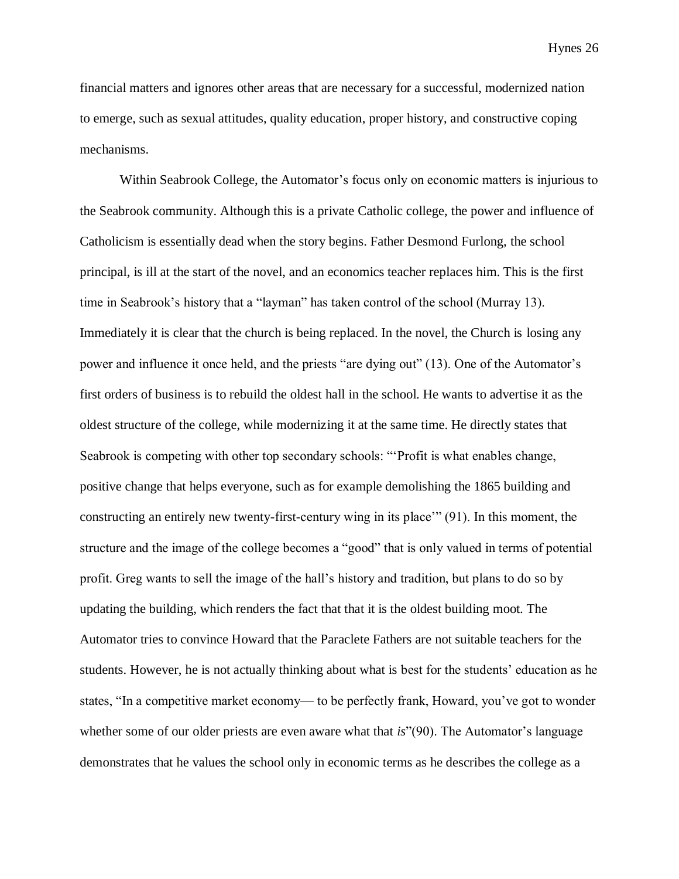financial matters and ignores other areas that are necessary for a successful, modernized nation to emerge, such as sexual attitudes, quality education, proper history, and constructive coping mechanisms.

Within Seabrook College, the Automator's focus only on economic matters is injurious to the Seabrook community. Although this is a private Catholic college, the power and influence of Catholicism is essentially dead when the story begins. Father Desmond Furlong, the school principal, is ill at the start of the novel, and an economics teacher replaces him. This is the first time in Seabrook's history that a "layman" has taken control of the school (Murray 13). Immediately it is clear that the church is being replaced. In the novel, the Church is losing any power and influence it once held, and the priests "are dying out" (13). One of the Automator's first orders of business is to rebuild the oldest hall in the school. He wants to advertise it as the oldest structure of the college, while modernizing it at the same time. He directly states that Seabrook is competing with other top secondary schools: "'Profit is what enables change, positive change that helps everyone, such as for example demolishing the 1865 building and constructing an entirely new twenty-first-century wing in its place'" (91). In this moment, the structure and the image of the college becomes a "good" that is only valued in terms of potential profit. Greg wants to sell the image of the hall's history and tradition, but plans to do so by updating the building, which renders the fact that that it is the oldest building moot. The Automator tries to convince Howard that the Paraclete Fathers are not suitable teachers for the students. However, he is not actually thinking about what is best for the students' education as he states, "In a competitive market economy— to be perfectly frank, Howard, you've got to wonder whether some of our older priests are even aware what that *is*"(90). The Automator's language demonstrates that he values the school only in economic terms as he describes the college as a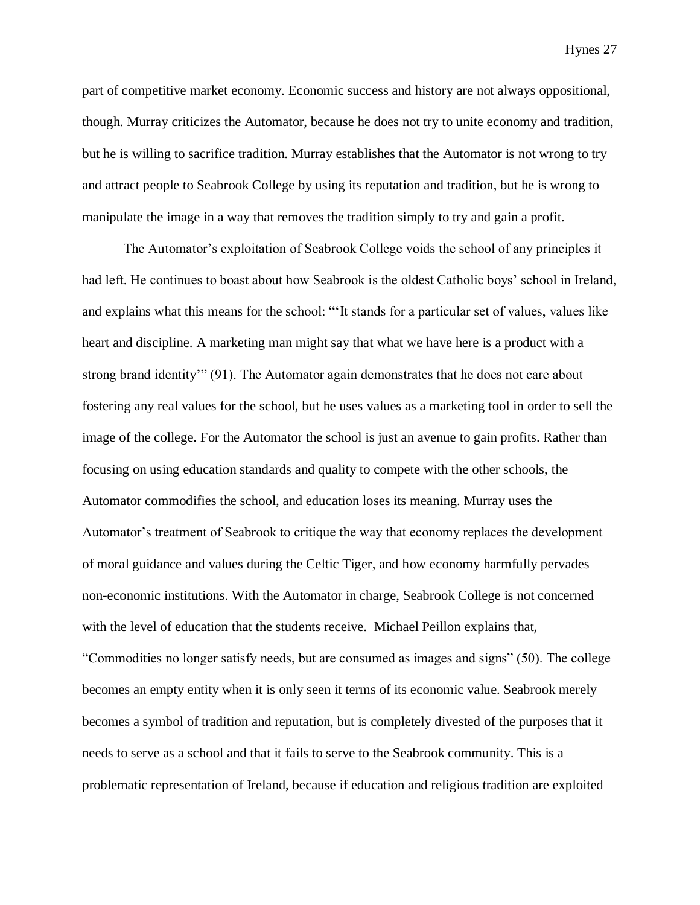part of competitive market economy. Economic success and history are not always oppositional, though. Murray criticizes the Automator, because he does not try to unite economy and tradition, but he is willing to sacrifice tradition. Murray establishes that the Automator is not wrong to try and attract people to Seabrook College by using its reputation and tradition, but he is wrong to manipulate the image in a way that removes the tradition simply to try and gain a profit.

The Automator's exploitation of Seabrook College voids the school of any principles it had left. He continues to boast about how Seabrook is the oldest Catholic boys' school in Ireland, and explains what this means for the school: "'It stands for a particular set of values, values like heart and discipline. A marketing man might say that what we have here is a product with a strong brand identity'" (91). The Automator again demonstrates that he does not care about fostering any real values for the school, but he uses values as a marketing tool in order to sell the image of the college. For the Automator the school is just an avenue to gain profits. Rather than focusing on using education standards and quality to compete with the other schools, the Automator commodifies the school, and education loses its meaning. Murray uses the Automator's treatment of Seabrook to critique the way that economy replaces the development of moral guidance and values during the Celtic Tiger, and how economy harmfully pervades non-economic institutions. With the Automator in charge, Seabrook College is not concerned with the level of education that the students receive. Michael Peillon explains that, "Commodities no longer satisfy needs, but are consumed as images and signs" (50). The college becomes an empty entity when it is only seen it terms of its economic value. Seabrook merely becomes a symbol of tradition and reputation, but is completely divested of the purposes that it needs to serve as a school and that it fails to serve to the Seabrook community. This is a problematic representation of Ireland, because if education and religious tradition are exploited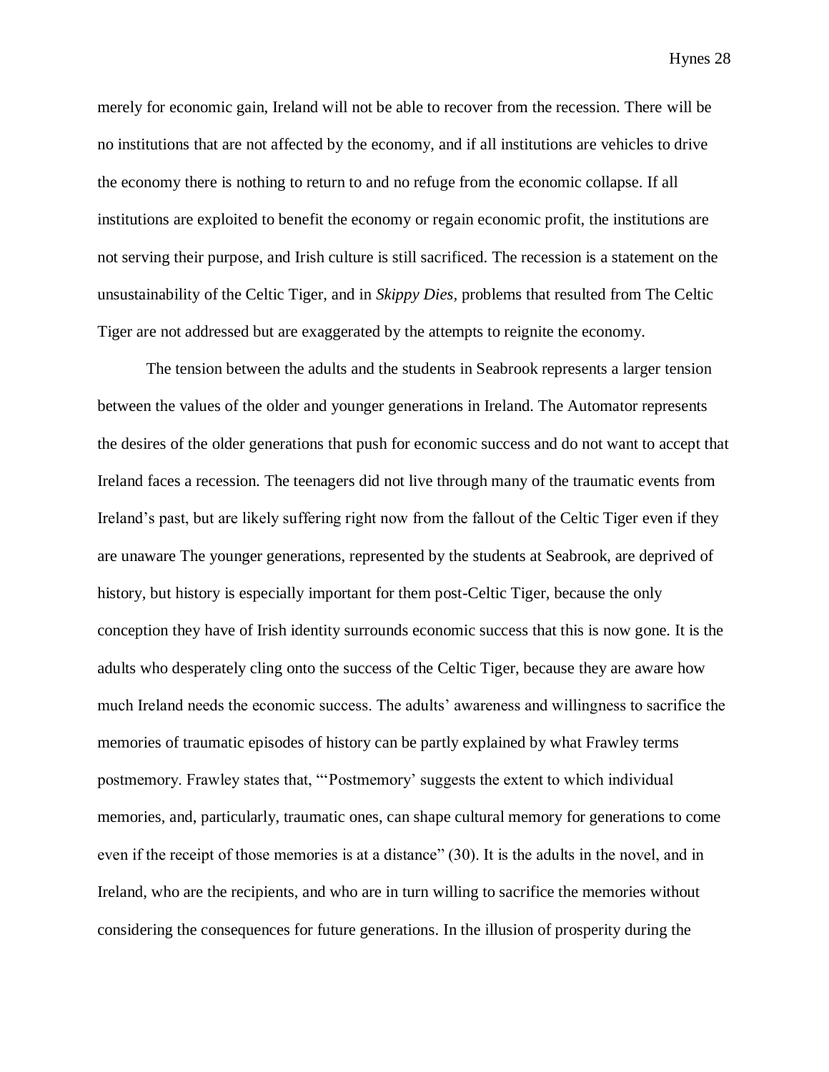merely for economic gain, Ireland will not be able to recover from the recession. There will be no institutions that are not affected by the economy, and if all institutions are vehicles to drive the economy there is nothing to return to and no refuge from the economic collapse. If all institutions are exploited to benefit the economy or regain economic profit, the institutions are not serving their purpose, and Irish culture is still sacrificed. The recession is a statement on the unsustainability of the Celtic Tiger, and in *Skippy Dies*, problems that resulted from The Celtic Tiger are not addressed but are exaggerated by the attempts to reignite the economy.

The tension between the adults and the students in Seabrook represents a larger tension between the values of the older and younger generations in Ireland. The Automator represents the desires of the older generations that push for economic success and do not want to accept that Ireland faces a recession. The teenagers did not live through many of the traumatic events from Ireland's past, but are likely suffering right now from the fallout of the Celtic Tiger even if they are unaware The younger generations, represented by the students at Seabrook, are deprived of history, but history is especially important for them post-Celtic Tiger, because the only conception they have of Irish identity surrounds economic success that this is now gone. It is the adults who desperately cling onto the success of the Celtic Tiger, because they are aware how much Ireland needs the economic success. The adults' awareness and willingness to sacrifice the memories of traumatic episodes of history can be partly explained by what Frawley terms postmemory. Frawley states that, "'Postmemory' suggests the extent to which individual memories, and, particularly, traumatic ones, can shape cultural memory for generations to come even if the receipt of those memories is at a distance" (30). It is the adults in the novel, and in Ireland, who are the recipients, and who are in turn willing to sacrifice the memories without considering the consequences for future generations. In the illusion of prosperity during the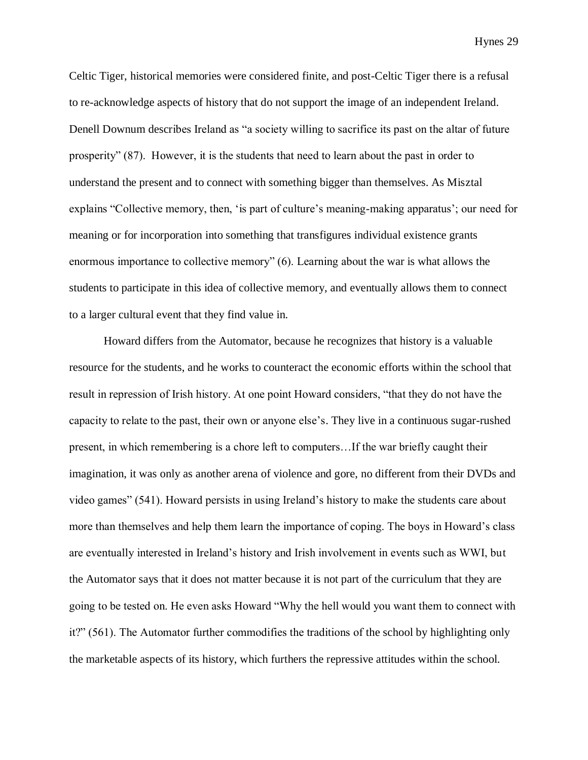Celtic Tiger, historical memories were considered finite, and post-Celtic Tiger there is a refusal to re-acknowledge aspects of history that do not support the image of an independent Ireland. Denell Downum describes Ireland as "a society willing to sacrifice its past on the altar of future prosperity" (87). However, it is the students that need to learn about the past in order to understand the present and to connect with something bigger than themselves. As Misztal explains "Collective memory, then, 'is part of culture's meaning-making apparatus'; our need for meaning or for incorporation into something that transfigures individual existence grants enormous importance to collective memory" (6). Learning about the war is what allows the students to participate in this idea of collective memory, and eventually allows them to connect to a larger cultural event that they find value in.

Howard differs from the Automator, because he recognizes that history is a valuable resource for the students, and he works to counteract the economic efforts within the school that result in repression of Irish history. At one point Howard considers, "that they do not have the capacity to relate to the past, their own or anyone else's. They live in a continuous sugar-rushed present, in which remembering is a chore left to computers…If the war briefly caught their imagination, it was only as another arena of violence and gore, no different from their DVDs and video games" (541). Howard persists in using Ireland's history to make the students care about more than themselves and help them learn the importance of coping. The boys in Howard's class are eventually interested in Ireland's history and Irish involvement in events such as WWI, but the Automator says that it does not matter because it is not part of the curriculum that they are going to be tested on. He even asks Howard "Why the hell would you want them to connect with it?" (561). The Automator further commodifies the traditions of the school by highlighting only the marketable aspects of its history, which furthers the repressive attitudes within the school.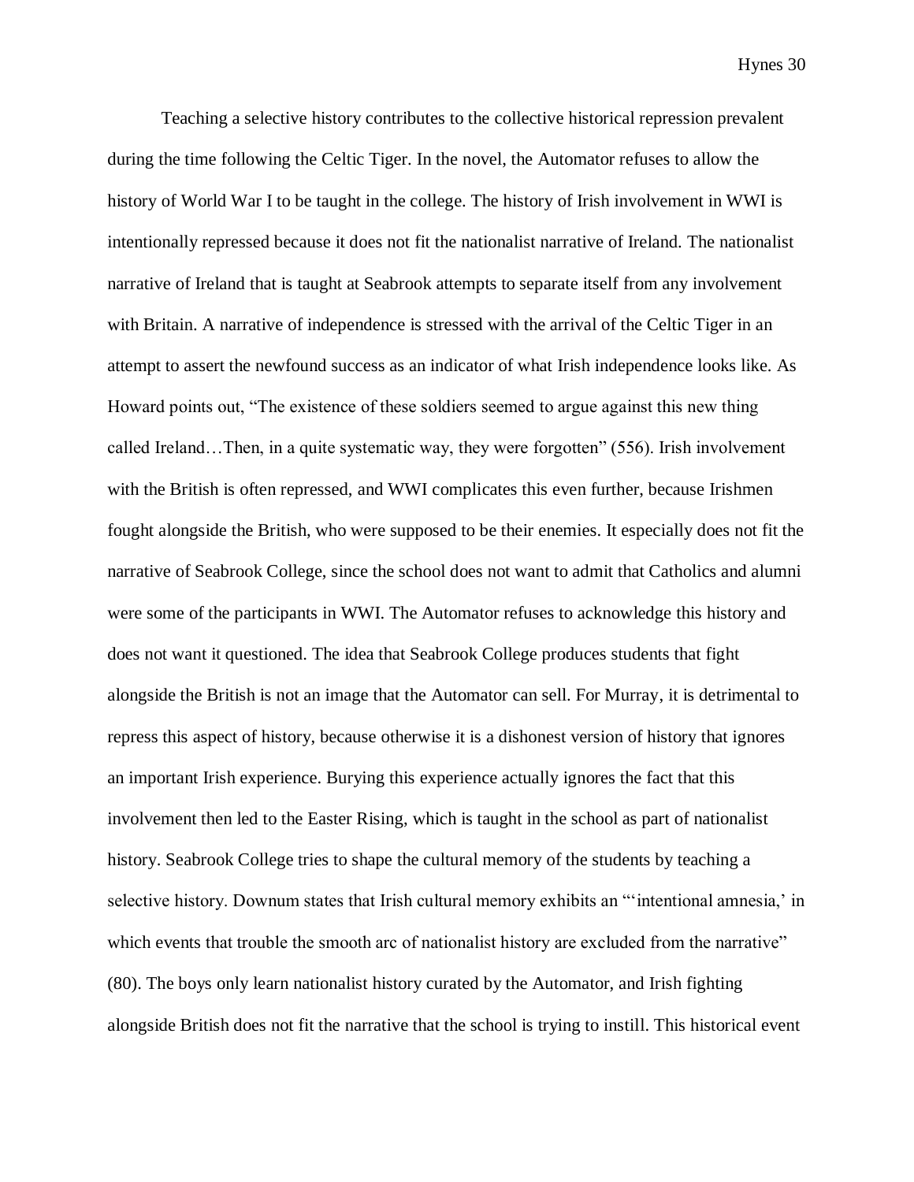Teaching a selective history contributes to the collective historical repression prevalent during the time following the Celtic Tiger. In the novel, the Automator refuses to allow the history of World War I to be taught in the college. The history of Irish involvement in WWI is intentionally repressed because it does not fit the nationalist narrative of Ireland. The nationalist narrative of Ireland that is taught at Seabrook attempts to separate itself from any involvement with Britain. A narrative of independence is stressed with the arrival of the Celtic Tiger in an attempt to assert the newfound success as an indicator of what Irish independence looks like. As Howard points out, "The existence of these soldiers seemed to argue against this new thing called Ireland…Then, in a quite systematic way, they were forgotten" (556). Irish involvement with the British is often repressed, and WWI complicates this even further, because Irishmen fought alongside the British, who were supposed to be their enemies. It especially does not fit the narrative of Seabrook College, since the school does not want to admit that Catholics and alumni were some of the participants in WWI. The Automator refuses to acknowledge this history and does not want it questioned. The idea that Seabrook College produces students that fight alongside the British is not an image that the Automator can sell. For Murray, it is detrimental to repress this aspect of history, because otherwise it is a dishonest version of history that ignores an important Irish experience. Burying this experience actually ignores the fact that this involvement then led to the Easter Rising, which is taught in the school as part of nationalist history. Seabrook College tries to shape the cultural memory of the students by teaching a selective history. Downum states that Irish cultural memory exhibits an "'intentional amnesia,' in which events that trouble the smooth arc of nationalist history are excluded from the narrative" (80). The boys only learn nationalist history curated by the Automator, and Irish fighting alongside British does not fit the narrative that the school is trying to instill. This historical event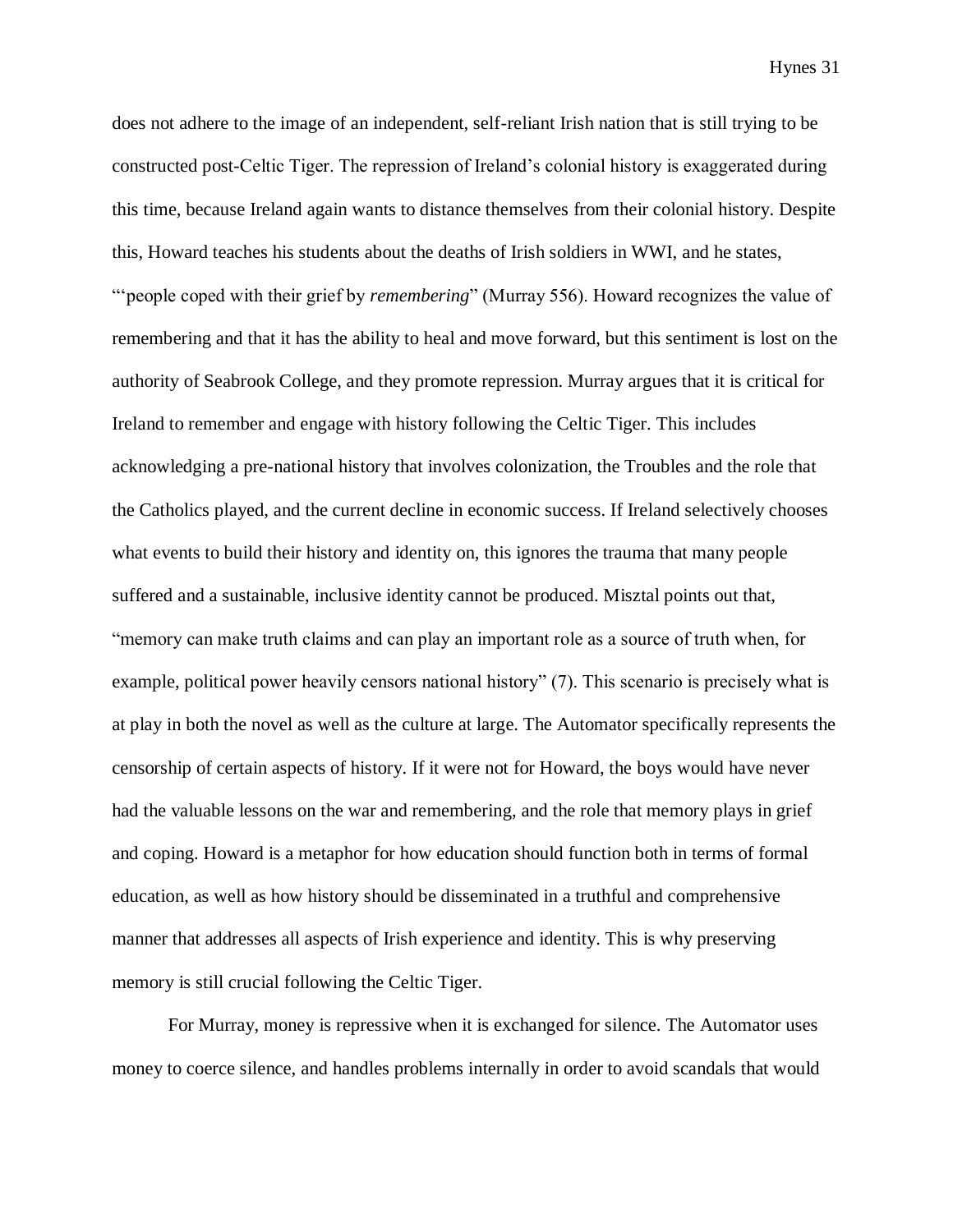does not adhere to the image of an independent, self-reliant Irish nation that is still trying to be constructed post-Celtic Tiger. The repression of Ireland's colonial history is exaggerated during this time, because Ireland again wants to distance themselves from their colonial history. Despite this, Howard teaches his students about the deaths of Irish soldiers in WWI, and he states, "'people coped with their grief by *remembering*" (Murray 556). Howard recognizes the value of remembering and that it has the ability to heal and move forward, but this sentiment is lost on the authority of Seabrook College, and they promote repression. Murray argues that it is critical for Ireland to remember and engage with history following the Celtic Tiger. This includes acknowledging a pre-national history that involves colonization, the Troubles and the role that the Catholics played, and the current decline in economic success. If Ireland selectively chooses what events to build their history and identity on, this ignores the trauma that many people suffered and a sustainable, inclusive identity cannot be produced. Misztal points out that, "memory can make truth claims and can play an important role as a source of truth when, for example, political power heavily censors national history" (7). This scenario is precisely what is at play in both the novel as well as the culture at large. The Automator specifically represents the censorship of certain aspects of history. If it were not for Howard, the boys would have never had the valuable lessons on the war and remembering, and the role that memory plays in grief and coping. Howard is a metaphor for how education should function both in terms of formal education, as well as how history should be disseminated in a truthful and comprehensive manner that addresses all aspects of Irish experience and identity. This is why preserving memory is still crucial following the Celtic Tiger.

For Murray, money is repressive when it is exchanged for silence. The Automator uses money to coerce silence, and handles problems internally in order to avoid scandals that would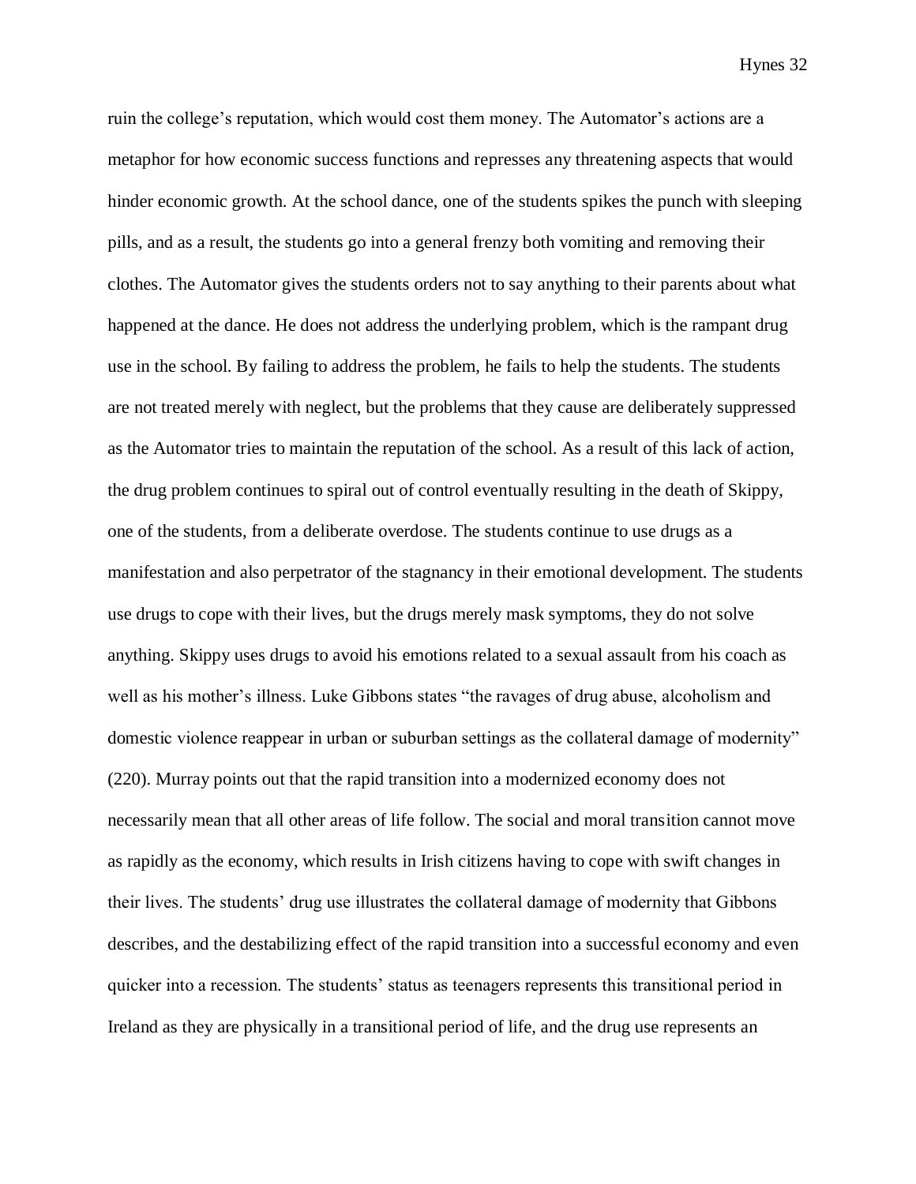ruin the college's reputation, which would cost them money. The Automator's actions are a metaphor for how economic success functions and represses any threatening aspects that would hinder economic growth. At the school dance, one of the students spikes the punch with sleeping pills, and as a result, the students go into a general frenzy both vomiting and removing their clothes. The Automator gives the students orders not to say anything to their parents about what happened at the dance. He does not address the underlying problem, which is the rampant drug use in the school. By failing to address the problem, he fails to help the students. The students are not treated merely with neglect, but the problems that they cause are deliberately suppressed as the Automator tries to maintain the reputation of the school. As a result of this lack of action, the drug problem continues to spiral out of control eventually resulting in the death of Skippy, one of the students, from a deliberate overdose. The students continue to use drugs as a manifestation and also perpetrator of the stagnancy in their emotional development. The students use drugs to cope with their lives, but the drugs merely mask symptoms, they do not solve anything. Skippy uses drugs to avoid his emotions related to a sexual assault from his coach as well as his mother's illness. Luke Gibbons states "the ravages of drug abuse, alcoholism and domestic violence reappear in urban or suburban settings as the collateral damage of modernity" (220). Murray points out that the rapid transition into a modernized economy does not necessarily mean that all other areas of life follow. The social and moral transition cannot move as rapidly as the economy, which results in Irish citizens having to cope with swift changes in their lives. The students' drug use illustrates the collateral damage of modernity that Gibbons describes, and the destabilizing effect of the rapid transition into a successful economy and even quicker into a recession. The students' status as teenagers represents this transitional period in Ireland as they are physically in a transitional period of life, and the drug use represents an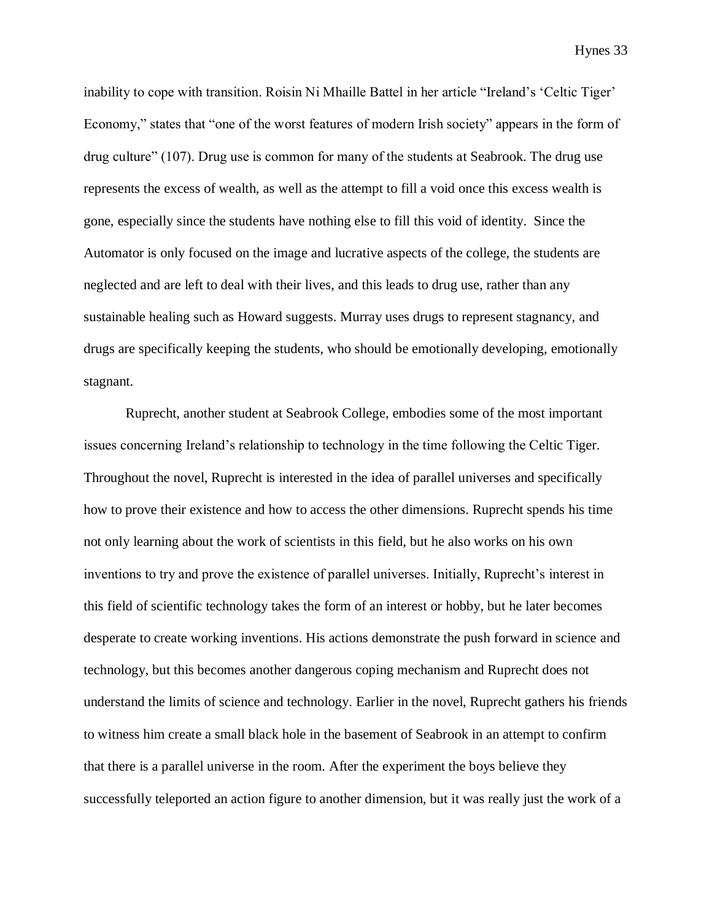inability to cope with transition. Roisin Ni Mhaille Battel in her article "Ireland's 'Celtic Tiger' Economy," states that "one of the worst features of modern Irish society" appears in the form of drug culture" (107). Drug use is common for many of the students at Seabrook. The drug use represents the excess of wealth, as well as the attempt to fill a void once this excess wealth is gone, especially since the students have nothing else to fill this void of identity. Since the Automator is only focused on the image and lucrative aspects of the college, the students are neglected and are left to deal with their lives, and this leads to drug use, rather than any sustainable healing such as Howard suggests. Murray uses drugs to represent stagnancy, and drugs are specifically keeping the students, who should be emotionally developing, emotionally stagnant.

Ruprecht, another student at Seabrook College, embodies some of the most important issues concerning Ireland's relationship to technology in the time following the Celtic Tiger. Throughout the novel, Ruprecht is interested in the idea of parallel universes and specifically how to prove their existence and how to access the other dimensions. Ruprecht spends his time not only learning about the work of scientists in this field, but he also works on his own inventions to try and prove the existence of parallel universes. Initially, Ruprecht's interest in this field of scientific technology takes the form of an interest or hobby, but he later becomes desperate to create working inventions. His actions demonstrate the push forward in science and technology, but this becomes another dangerous coping mechanism and Ruprecht does not understand the limits of science and technology. Earlier in the novel, Ruprecht gathers his friends to witness him create a small black hole in the basement of Seabrook in an attempt to confirm that there is a parallel universe in the room. After the experiment the boys believe they successfully teleported an action figure to another dimension, but it was really just the work of a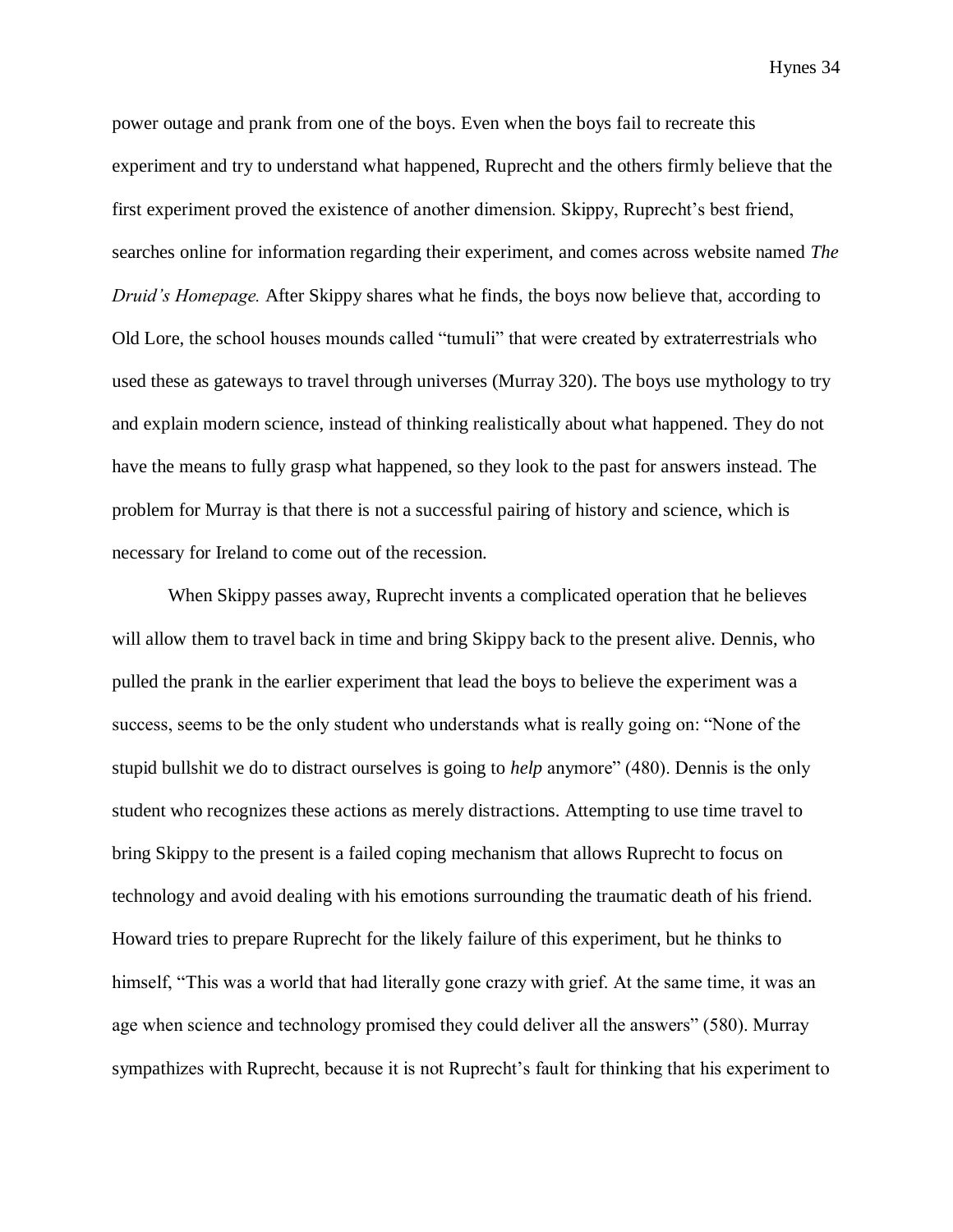power outage and prank from one of the boys. Even when the boys fail to recreate this experiment and try to understand what happened, Ruprecht and the others firmly believe that the first experiment proved the existence of another dimension. Skippy, Ruprecht's best friend, searches online for information regarding their experiment, and comes across website named *The Druid's Homepage.* After Skippy shares what he finds, the boys now believe that, according to Old Lore, the school houses mounds called "tumuli" that were created by extraterrestrials who used these as gateways to travel through universes (Murray 320). The boys use mythology to try and explain modern science, instead of thinking realistically about what happened. They do not have the means to fully grasp what happened, so they look to the past for answers instead. The problem for Murray is that there is not a successful pairing of history and science, which is necessary for Ireland to come out of the recession.

When Skippy passes away, Ruprecht invents a complicated operation that he believes will allow them to travel back in time and bring Skippy back to the present alive. Dennis, who pulled the prank in the earlier experiment that lead the boys to believe the experiment was a success, seems to be the only student who understands what is really going on: "None of the stupid bullshit we do to distract ourselves is going to *help* anymore" (480). Dennis is the only student who recognizes these actions as merely distractions. Attempting to use time travel to bring Skippy to the present is a failed coping mechanism that allows Ruprecht to focus on technology and avoid dealing with his emotions surrounding the traumatic death of his friend. Howard tries to prepare Ruprecht for the likely failure of this experiment, but he thinks to himself, "This was a world that had literally gone crazy with grief. At the same time, it was an age when science and technology promised they could deliver all the answers" (580). Murray sympathizes with Ruprecht, because it is not Ruprecht's fault for thinking that his experiment to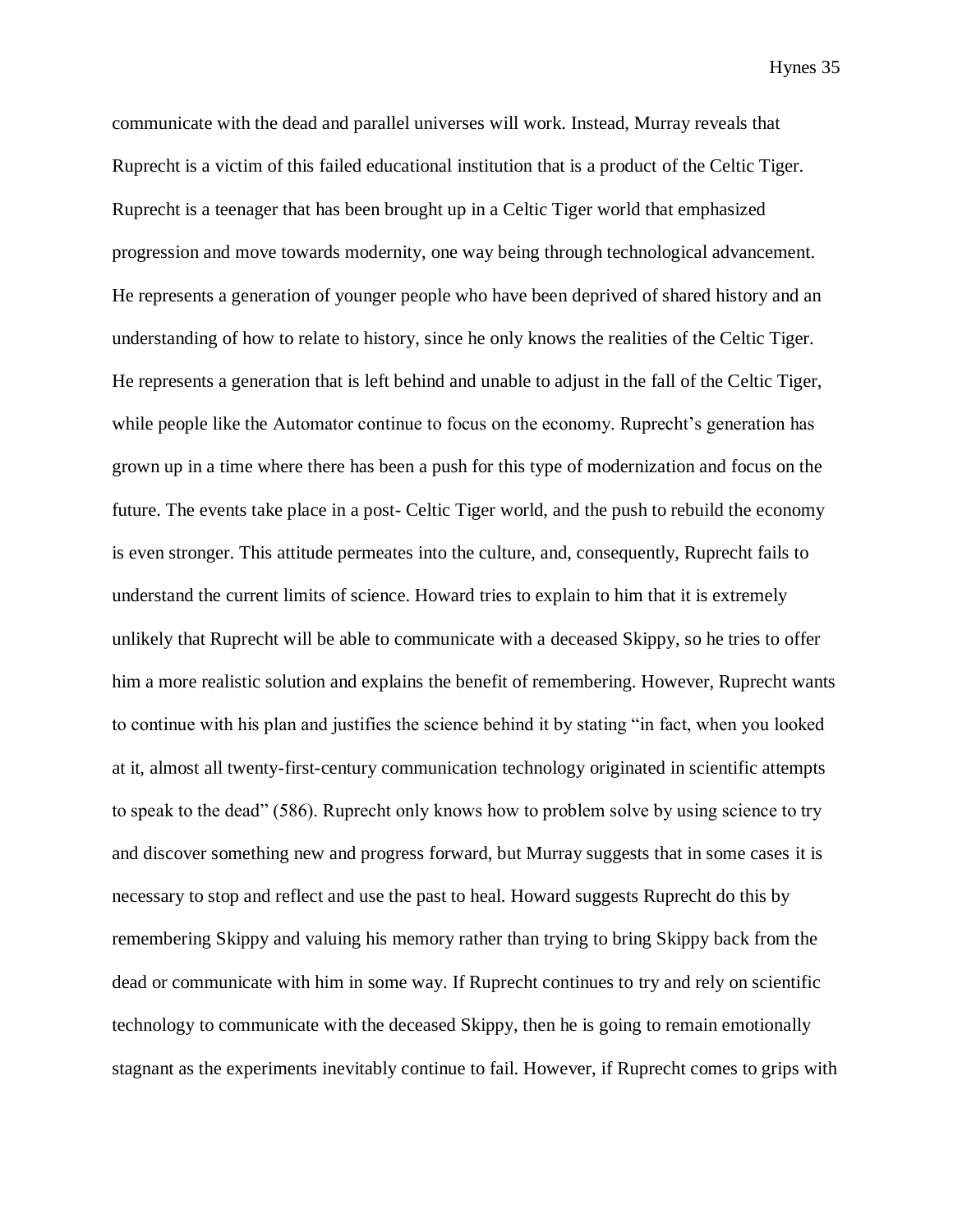communicate with the dead and parallel universes will work. Instead, Murray reveals that Ruprecht is a victim of this failed educational institution that is a product of the Celtic Tiger. Ruprecht is a teenager that has been brought up in a Celtic Tiger world that emphasized progression and move towards modernity, one way being through technological advancement. He represents a generation of younger people who have been deprived of shared history and an understanding of how to relate to history, since he only knows the realities of the Celtic Tiger. He represents a generation that is left behind and unable to adjust in the fall of the Celtic Tiger, while people like the Automator continue to focus on the economy. Ruprecht's generation has grown up in a time where there has been a push for this type of modernization and focus on the future. The events take place in a post- Celtic Tiger world, and the push to rebuild the economy is even stronger. This attitude permeates into the culture, and, consequently, Ruprecht fails to understand the current limits of science. Howard tries to explain to him that it is extremely unlikely that Ruprecht will be able to communicate with a deceased Skippy, so he tries to offer him a more realistic solution and explains the benefit of remembering. However, Ruprecht wants to continue with his plan and justifies the science behind it by stating "in fact, when you looked at it, almost all twenty-first-century communication technology originated in scientific attempts to speak to the dead" (586). Ruprecht only knows how to problem solve by using science to try and discover something new and progress forward, but Murray suggests that in some cases it is necessary to stop and reflect and use the past to heal. Howard suggests Ruprecht do this by remembering Skippy and valuing his memory rather than trying to bring Skippy back from the dead or communicate with him in some way. If Ruprecht continues to try and rely on scientific technology to communicate with the deceased Skippy, then he is going to remain emotionally stagnant as the experiments inevitably continue to fail. However, if Ruprecht comes to grips with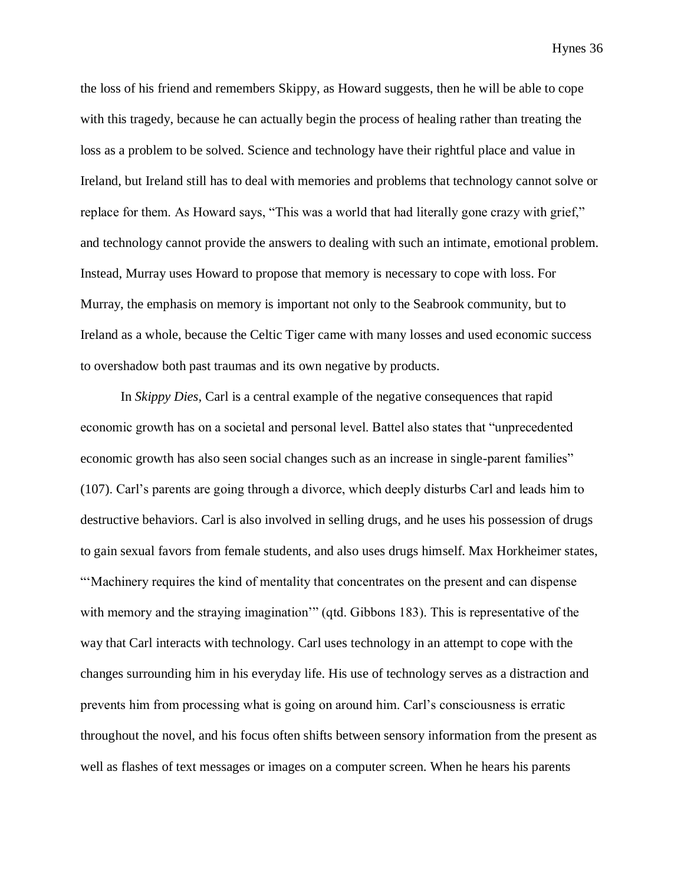the loss of his friend and remembers Skippy, as Howard suggests, then he will be able to cope with this tragedy, because he can actually begin the process of healing rather than treating the loss as a problem to be solved. Science and technology have their rightful place and value in Ireland, but Ireland still has to deal with memories and problems that technology cannot solve or replace for them. As Howard says, "This was a world that had literally gone crazy with grief," and technology cannot provide the answers to dealing with such an intimate, emotional problem. Instead, Murray uses Howard to propose that memory is necessary to cope with loss. For Murray, the emphasis on memory is important not only to the Seabrook community, but to Ireland as a whole, because the Celtic Tiger came with many losses and used economic success to overshadow both past traumas and its own negative by products.

In *Skippy Dies*, Carl is a central example of the negative consequences that rapid economic growth has on a societal and personal level. Battel also states that "unprecedented economic growth has also seen social changes such as an increase in single-parent families" (107). Carl's parents are going through a divorce, which deeply disturbs Carl and leads him to destructive behaviors. Carl is also involved in selling drugs, and he uses his possession of drugs to gain sexual favors from female students, and also uses drugs himself. Max Horkheimer states, "'Machinery requires the kind of mentality that concentrates on the present and can dispense with memory and the straying imagination'" (qtd. Gibbons 183). This is representative of the way that Carl interacts with technology. Carl uses technology in an attempt to cope with the changes surrounding him in his everyday life. His use of technology serves as a distraction and prevents him from processing what is going on around him. Carl's consciousness is erratic throughout the novel, and his focus often shifts between sensory information from the present as well as flashes of text messages or images on a computer screen. When he hears his parents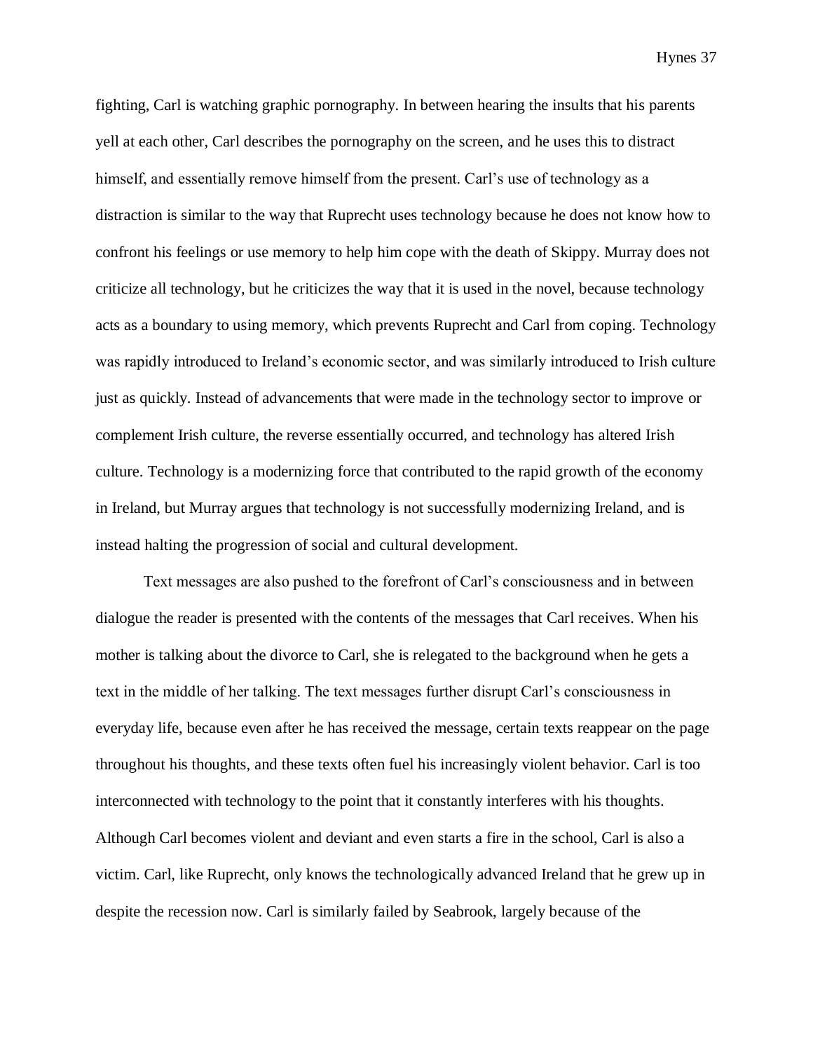fighting, Carl is watching graphic pornography. In between hearing the insults that his parents yell at each other, Carl describes the pornography on the screen, and he uses this to distract himself, and essentially remove himself from the present. Carl's use of technology as a distraction is similar to the way that Ruprecht uses technology because he does not know how to confront his feelings or use memory to help him cope with the death of Skippy. Murray does not criticize all technology, but he criticizes the way that it is used in the novel, because technology acts as a boundary to using memory, which prevents Ruprecht and Carl from coping. Technology was rapidly introduced to Ireland's economic sector, and was similarly introduced to Irish culture just as quickly. Instead of advancements that were made in the technology sector to improve or complement Irish culture, the reverse essentially occurred, and technology has altered Irish culture. Technology is a modernizing force that contributed to the rapid growth of the economy in Ireland, but Murray argues that technology is not successfully modernizing Ireland, and is instead halting the progression of social and cultural development.

Text messages are also pushed to the forefront of Carl's consciousness and in between dialogue the reader is presented with the contents of the messages that Carl receives. When his mother is talking about the divorce to Carl, she is relegated to the background when he gets a text in the middle of her talking. The text messages further disrupt Carl's consciousness in everyday life, because even after he has received the message, certain texts reappear on the page throughout his thoughts, and these texts often fuel his increasingly violent behavior. Carl is too interconnected with technology to the point that it constantly interferes with his thoughts. Although Carl becomes violent and deviant and even starts a fire in the school, Carl is also a victim. Carl, like Ruprecht, only knows the technologically advanced Ireland that he grew up in despite the recession now. Carl is similarly failed by Seabrook, largely because of the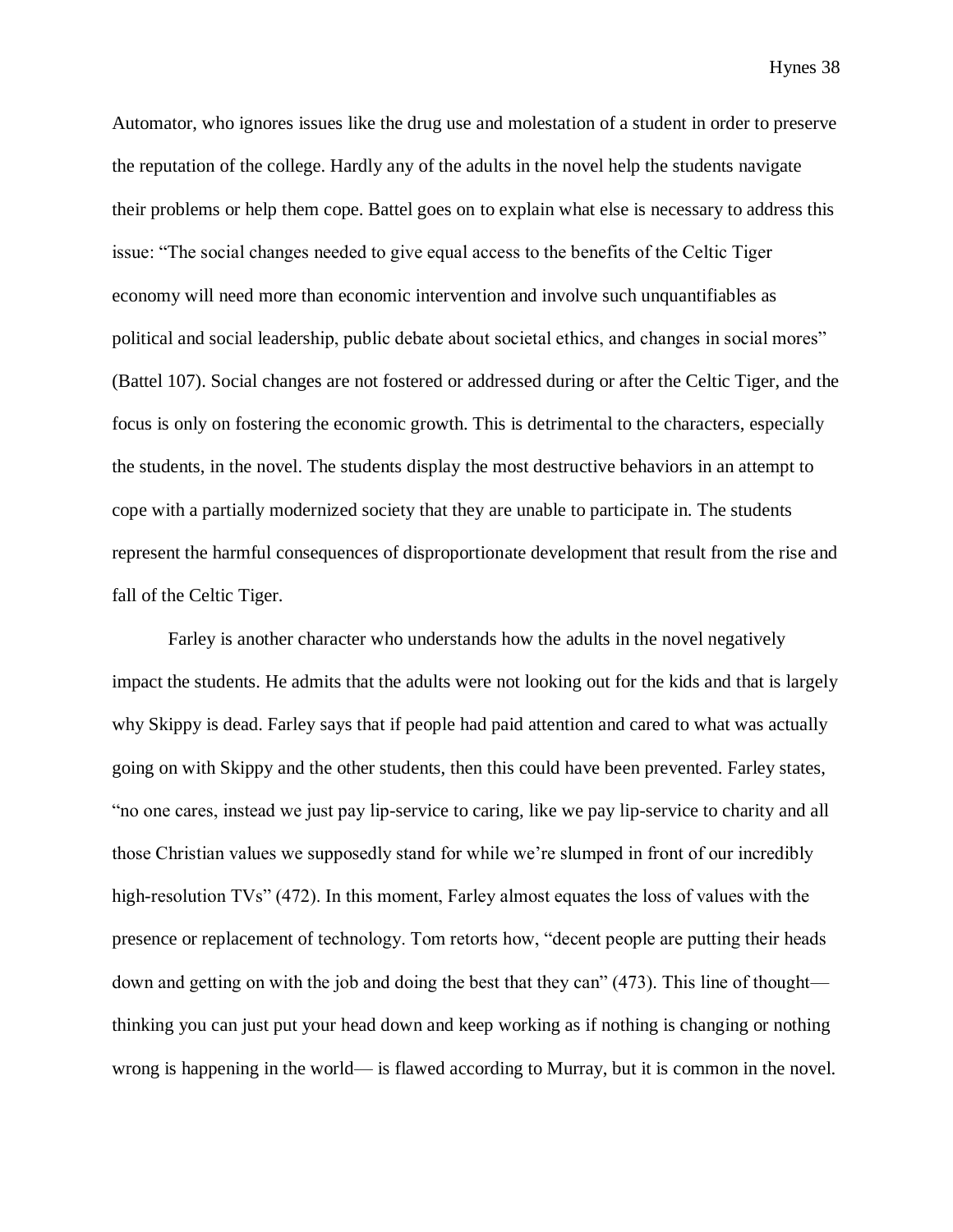Automator, who ignores issues like the drug use and molestation of a student in order to preserve the reputation of the college. Hardly any of the adults in the novel help the students navigate their problems or help them cope. Battel goes on to explain what else is necessary to address this issue: "The social changes needed to give equal access to the benefits of the Celtic Tiger economy will need more than economic intervention and involve such unquantifiables as political and social leadership, public debate about societal ethics, and changes in social mores" (Battel 107). Social changes are not fostered or addressed during or after the Celtic Tiger, and the focus is only on fostering the economic growth. This is detrimental to the characters, especially the students, in the novel. The students display the most destructive behaviors in an attempt to cope with a partially modernized society that they are unable to participate in. The students represent the harmful consequences of disproportionate development that result from the rise and fall of the Celtic Tiger.

Farley is another character who understands how the adults in the novel negatively impact the students. He admits that the adults were not looking out for the kids and that is largely why Skippy is dead. Farley says that if people had paid attention and cared to what was actually going on with Skippy and the other students, then this could have been prevented. Farley states, "no one cares, instead we just pay lip-service to caring, like we pay lip-service to charity and all those Christian values we supposedly stand for while we're slumped in front of our incredibly high-resolution TVs" (472). In this moment, Farley almost equates the loss of values with the presence or replacement of technology. Tom retorts how, "decent people are putting their heads down and getting on with the job and doing the best that they can" (473). This line of thought—thinking you can just put your head down and keep working as if nothing is changing or nothing wrong is happening in the world— is flawed according to Murray, but it is common in the novel.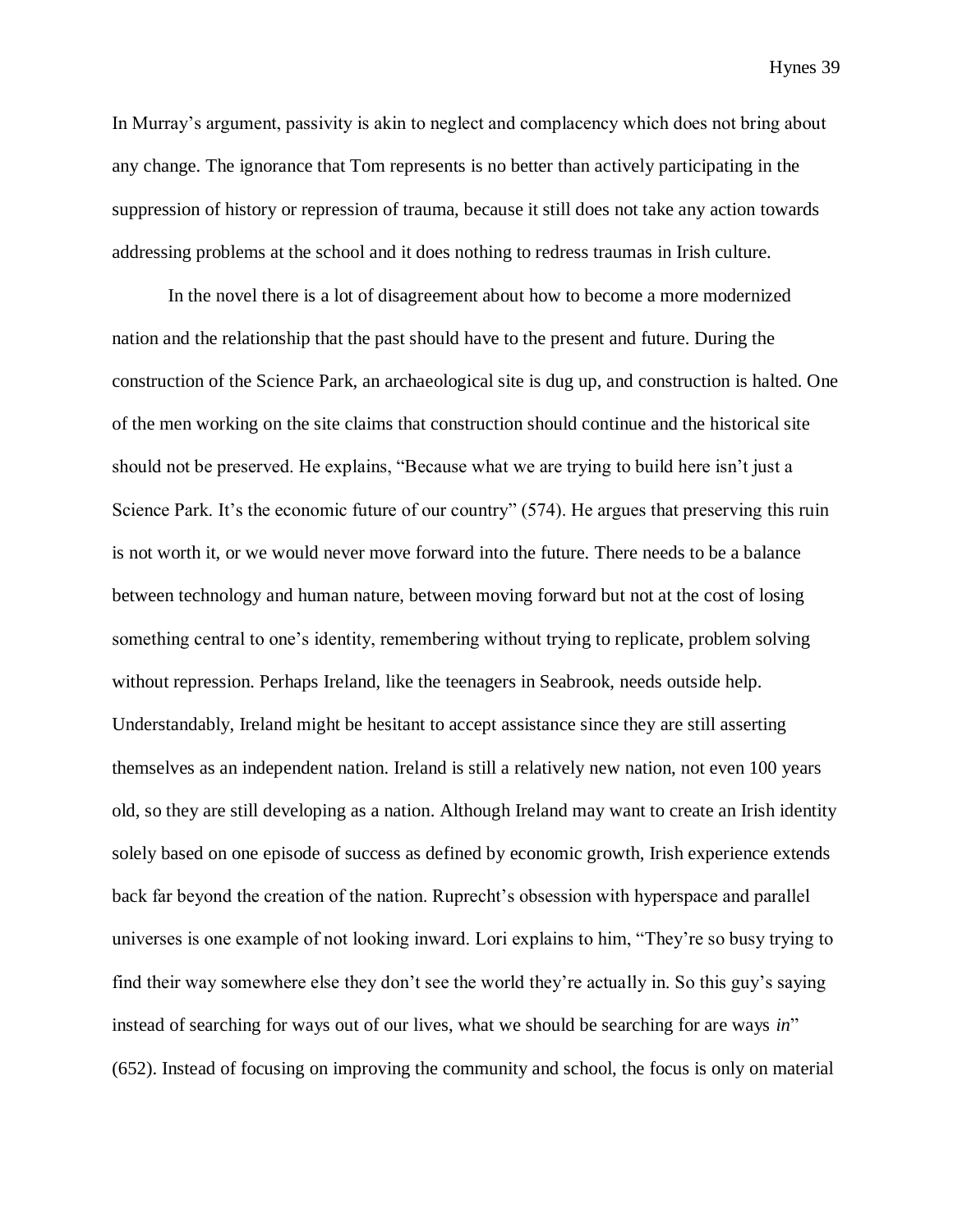In Murray's argument, passivity is akin to neglect and complacency which does not bring about any change. The ignorance that Tom represents is no better than actively participating in the suppression of history or repression of trauma, because it still does not take any action towards addressing problems at the school and it does nothing to redress traumas in Irish culture.

In the novel there is a lot of disagreement about how to become a more modernized nation and the relationship that the past should have to the present and future. During the construction of the Science Park, an archaeological site is dug up, and construction is halted. One of the men working on the site claims that construction should continue and the historical site should not be preserved. He explains, "Because what we are trying to build here isn't just a Science Park. It's the economic future of our country" (574). He argues that preserving this ruin is not worth it, or we would never move forward into the future. There needs to be a balance between technology and human nature, between moving forward but not at the cost of losing something central to one's identity, remembering without trying to replicate, problem solving without repression. Perhaps Ireland, like the teenagers in Seabrook, needs outside help. Understandably, Ireland might be hesitant to accept assistance since they are still asserting themselves as an independent nation. Ireland is still a relatively new nation, not even 100 years old, so they are still developing as a nation. Although Ireland may want to create an Irish identity solely based on one episode of success as defined by economic growth, Irish experience extends back far beyond the creation of the nation. Ruprecht's obsession with hyperspace and parallel universes is one example of not looking inward. Lori explains to him, "They're so busy trying to find their way somewhere else they don't see the world they're actually in. So this guy's saying instead of searching for ways out of our lives, what we should be searching for are ways *in*" (652). Instead of focusing on improving the community and school, the focus is only on material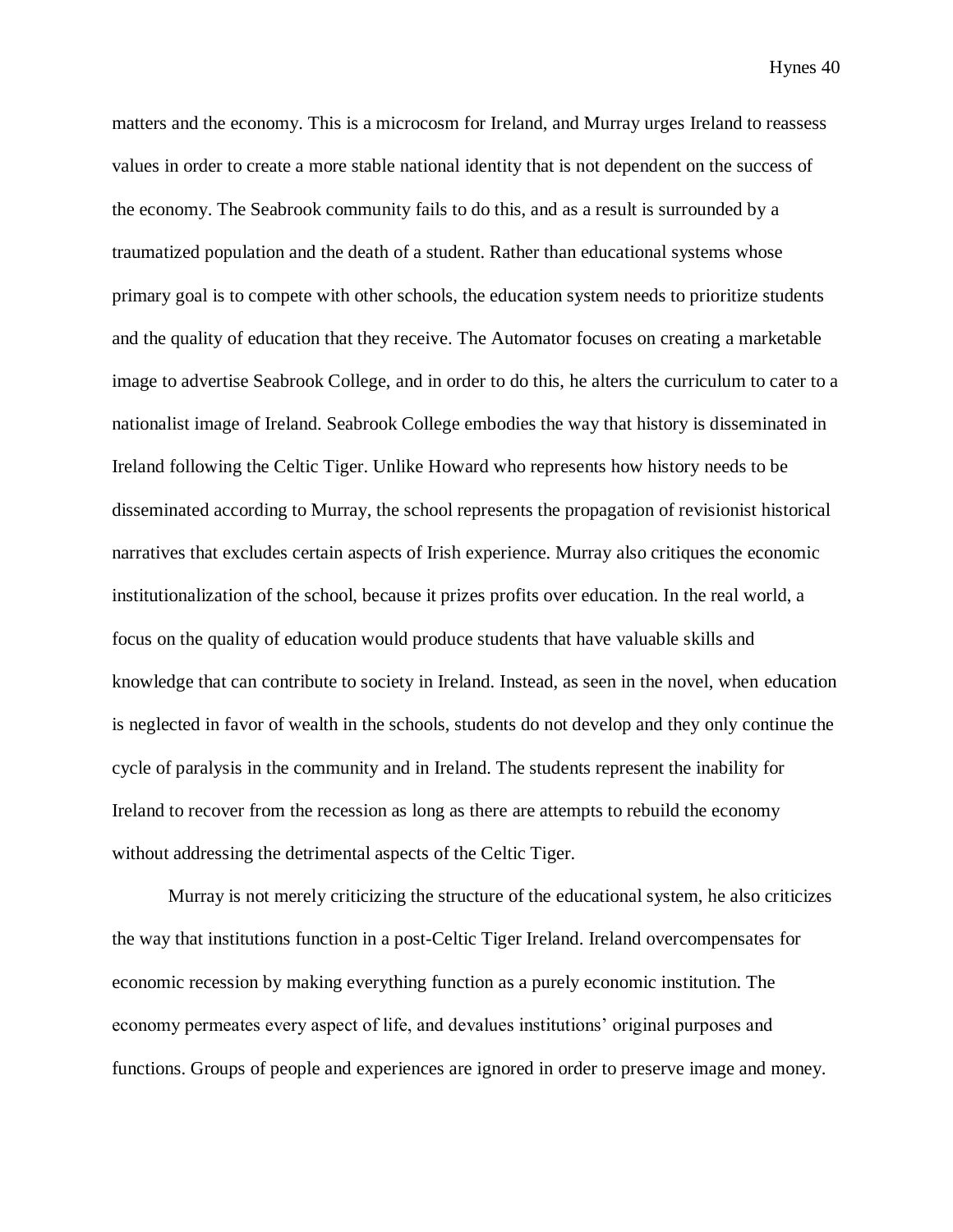matters and the economy. This is a microcosm for Ireland, and Murray urges Ireland to reassess values in order to create a more stable national identity that is not dependent on the success of the economy. The Seabrook community fails to do this, and as a result is surrounded by a traumatized population and the death of a student. Rather than educational systems whose primary goal is to compete with other schools, the education system needs to prioritize students and the quality of education that they receive. The Automator focuses on creating a marketable image to advertise Seabrook College, and in order to do this, he alters the curriculum to cater to a nationalist image of Ireland. Seabrook College embodies the way that history is disseminated in Ireland following the Celtic Tiger. Unlike Howard who represents how history needs to be disseminated according to Murray, the school represents the propagation of revisionist historical narratives that excludes certain aspects of Irish experience. Murray also critiques the economic institutionalization of the school, because it prizes profits over education. In the real world, a focus on the quality of education would produce students that have valuable skills and knowledge that can contribute to society in Ireland. Instead, as seen in the novel, when education is neglected in favor of wealth in the schools, students do not develop and they only continue the cycle of paralysis in the community and in Ireland. The students represent the inability for Ireland to recover from the recession as long as there are attempts to rebuild the economy without addressing the detrimental aspects of the Celtic Tiger.

Murray is not merely criticizing the structure of the educational system, he also criticizes the way that institutions function in a post-Celtic Tiger Ireland. Ireland overcompensates for economic recession by making everything function as a purely economic institution. The economy permeates every aspect of life, and devalues institutions' original purposes and functions. Groups of people and experiences are ignored in order to preserve image and money.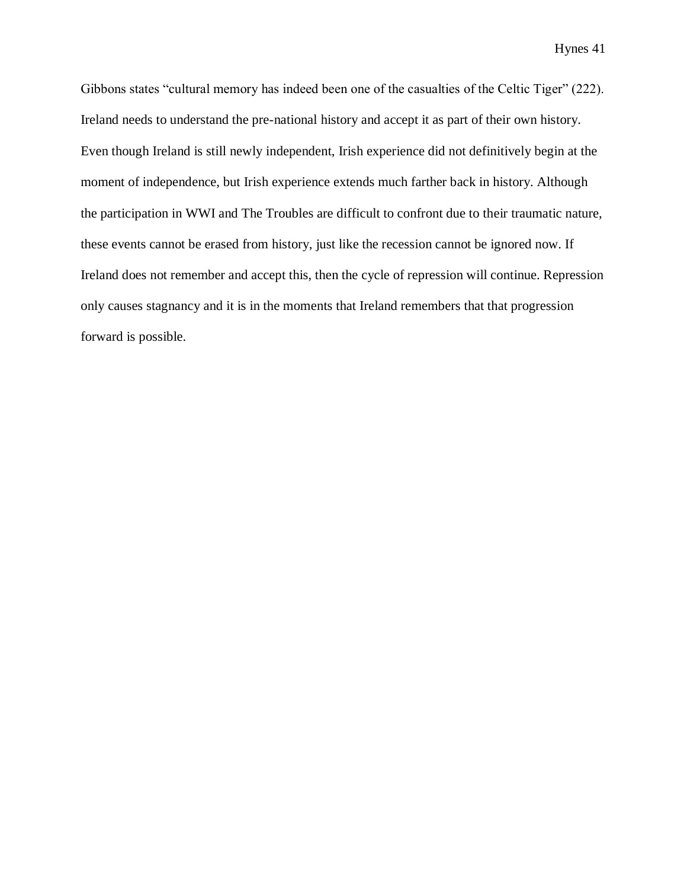Gibbons states "cultural memory has indeed been one of the casualties of the Celtic Tiger" (222). Ireland needs to understand the pre-national history and accept it as part of their own history. Even though Ireland is still newly independent, Irish experience did not definitively begin at the moment of independence, but Irish experience extends much farther back in history. Although the participation in WWI and The Troubles are difficult to confront due to their traumatic nature, these events cannot be erased from history, just like the recession cannot be ignored now. If Ireland does not remember and accept this, then the cycle of repression will continue. Repression only causes stagnancy and it is in the moments that Ireland remembers that that progression forward is possible.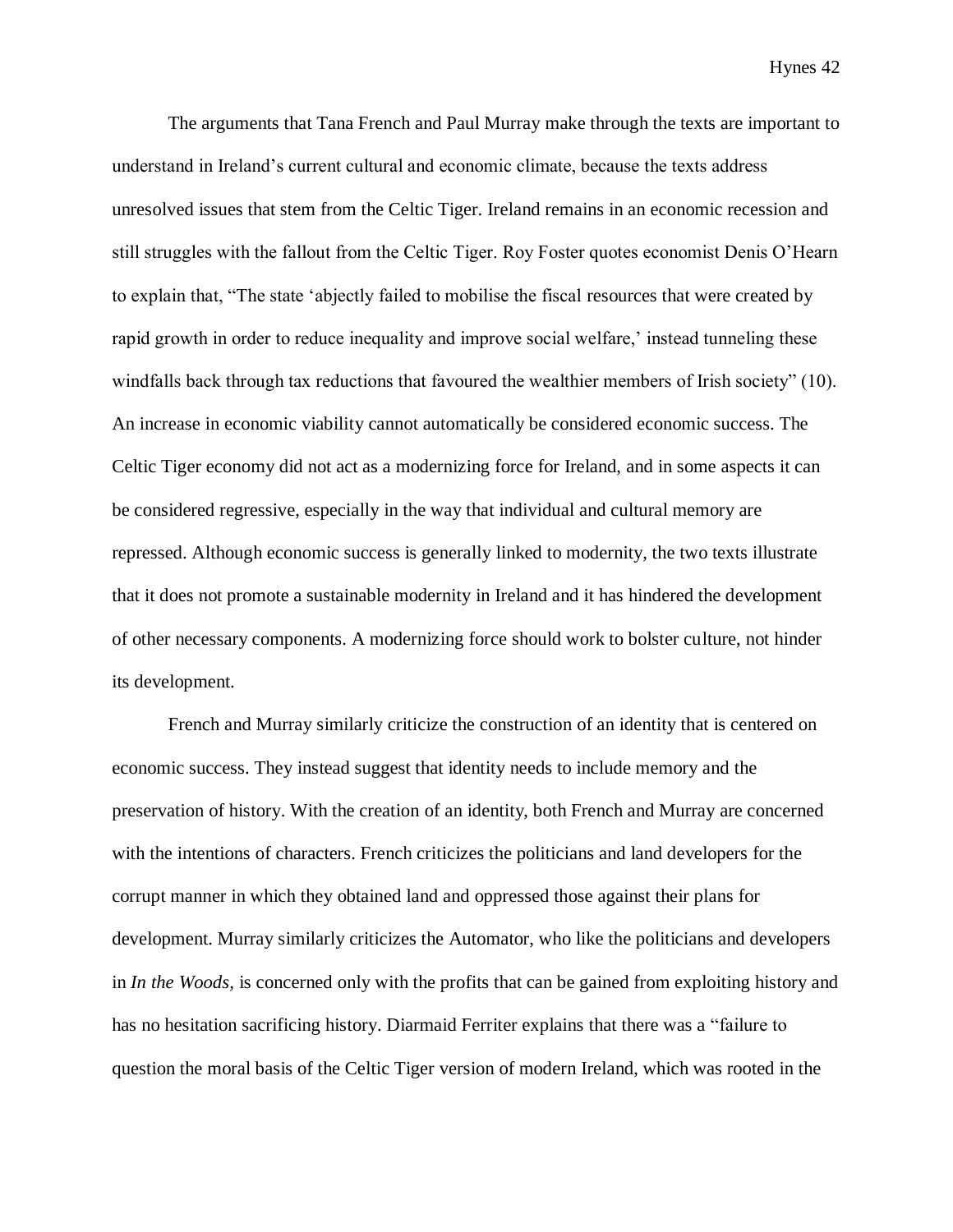The arguments that Tana French and Paul Murray make through the texts are important to understand in Ireland's current cultural and economic climate, because the texts address unresolved issues that stem from the Celtic Tiger. Ireland remains in an economic recession and still struggles with the fallout from the Celtic Tiger. Roy Foster quotes economist Denis O'Hearn to explain that, "The state 'abjectly failed to mobilise the fiscal resources that were created by rapid growth in order to reduce inequality and improve social welfare,' instead tunneling these windfalls back through tax reductions that favoured the wealthier members of Irish society" (10). An increase in economic viability cannot automatically be considered economic success. The Celtic Tiger economy did not act as a modernizing force for Ireland, and in some aspects it can be considered regressive, especially in the way that individual and cultural memory are repressed. Although economic success is generally linked to modernity, the two texts illustrate that it does not promote a sustainable modernity in Ireland and it has hindered the development of other necessary components. A modernizing force should work to bolster culture, not hinder its development.

French and Murray similarly criticize the construction of an identity that is centered on economic success. They instead suggest that identity needs to include memory and the preservation of history. With the creation of an identity, both French and Murray are concerned with the intentions of characters. French criticizes the politicians and land developers for the corrupt manner in which they obtained land and oppressed those against their plans for development. Murray similarly criticizes the Automator, who like the politicians and developers in *In the Woods*, is concerned only with the profits that can be gained from exploiting history and has no hesitation sacrificing history. Diarmaid Ferriter explains that there was a "failure to question the moral basis of the Celtic Tiger version of modern Ireland, which was rooted in the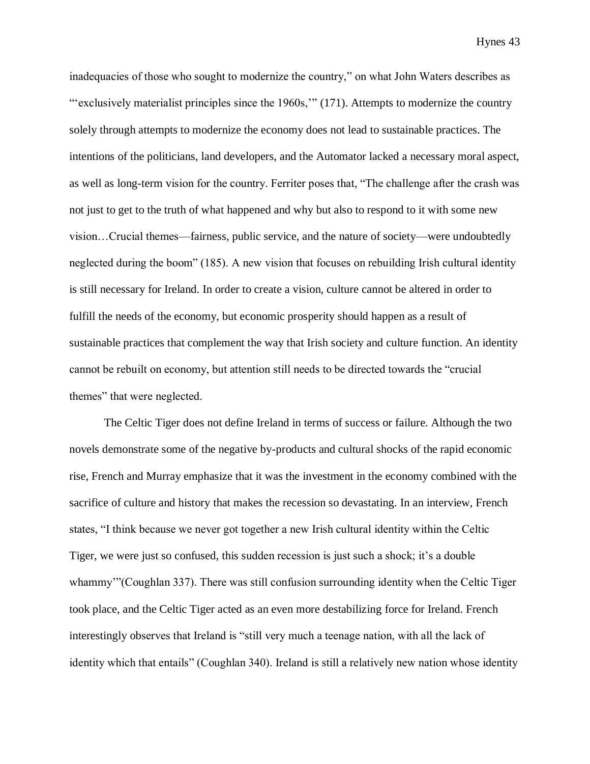inadequacies of those who sought to modernize the country," on what John Waters describes as "'exclusively materialist principles since the 1960s,'" (171). Attempts to modernize the country solely through attempts to modernize the economy does not lead to sustainable practices. The intentions of the politicians, land developers, and the Automator lacked a necessary moral aspect, as well as long-term vision for the country. Ferriter poses that, "The challenge after the crash was not just to get to the truth of what happened and why but also to respond to it with some new vision…Crucial themes—fairness, public service, and the nature of society—were undoubtedly neglected during the boom" (185). A new vision that focuses on rebuilding Irish cultural identity is still necessary for Ireland. In order to create a vision, culture cannot be altered in order to fulfill the needs of the economy, but economic prosperity should happen as a result of sustainable practices that complement the way that Irish society and culture function. An identity cannot be rebuilt on economy, but attention still needs to be directed towards the "crucial themes" that were neglected.

The Celtic Tiger does not define Ireland in terms of success or failure. Although the two novels demonstrate some of the negative by-products and cultural shocks of the rapid economic rise, French and Murray emphasize that it was the investment in the economy combined with the sacrifice of culture and history that makes the recession so devastating. In an interview, French states, "I think because we never got together a new Irish cultural identity within the Celtic Tiger, we were just so confused, this sudden recession is just such a shock; it's a double whammy'"(Coughlan 337). There was still confusion surrounding identity when the Celtic Tiger took place, and the Celtic Tiger acted as an even more destabilizing force for Ireland. French interestingly observes that Ireland is "still very much a teenage nation, with all the lack of identity which that entails" (Coughlan 340). Ireland is still a relatively new nation whose identity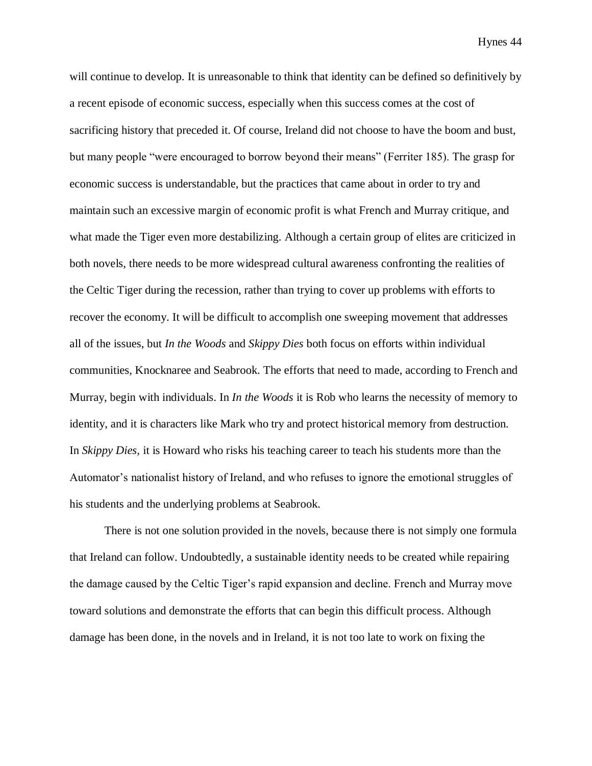will continue to develop. It is unreasonable to think that identity can be defined so definitively by a recent episode of economic success, especially when this success comes at the cost of sacrificing history that preceded it. Of course, Ireland did not choose to have the boom and bust, but many people "were encouraged to borrow beyond their means" (Ferriter 185). The grasp for economic success is understandable, but the practices that came about in order to try and maintain such an excessive margin of economic profit is what French and Murray critique, and what made the Tiger even more destabilizing. Although a certain group of elites are criticized in both novels, there needs to be more widespread cultural awareness confronting the realities of the Celtic Tiger during the recession, rather than trying to cover up problems with efforts to recover the economy. It will be difficult to accomplish one sweeping movement that addresses all of the issues, but *In the Woods* and *Skippy Dies* both focus on efforts within individual communities, Knocknaree and Seabrook. The efforts that need to made, according to French and Murray, begin with individuals. In *In the Woods* it is Rob who learns the necessity of memory to identity, and it is characters like Mark who try and protect historical memory from destruction. In *Skippy Dies,* it is Howard who risks his teaching career to teach his students more than the Automator's nationalist history of Ireland, and who refuses to ignore the emotional struggles of his students and the underlying problems at Seabrook.

There is not one solution provided in the novels, because there is not simply one formula that Ireland can follow. Undoubtedly, a sustainable identity needs to be created while repairing the damage caused by the Celtic Tiger's rapid expansion and decline. French and Murray move toward solutions and demonstrate the efforts that can begin this difficult process. Although damage has been done, in the novels and in Ireland, it is not too late to work on fixing the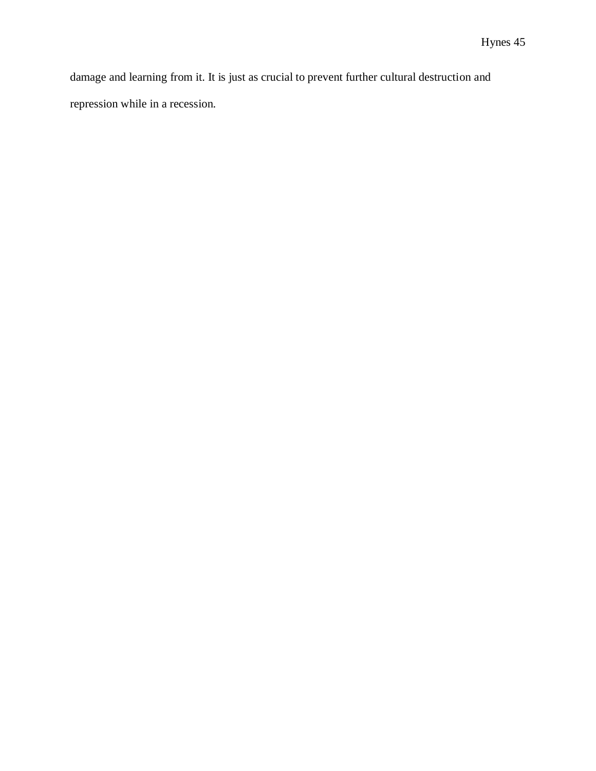damage and learning from it. It is just as crucial to prevent further cultural destruction and repression while in a recession.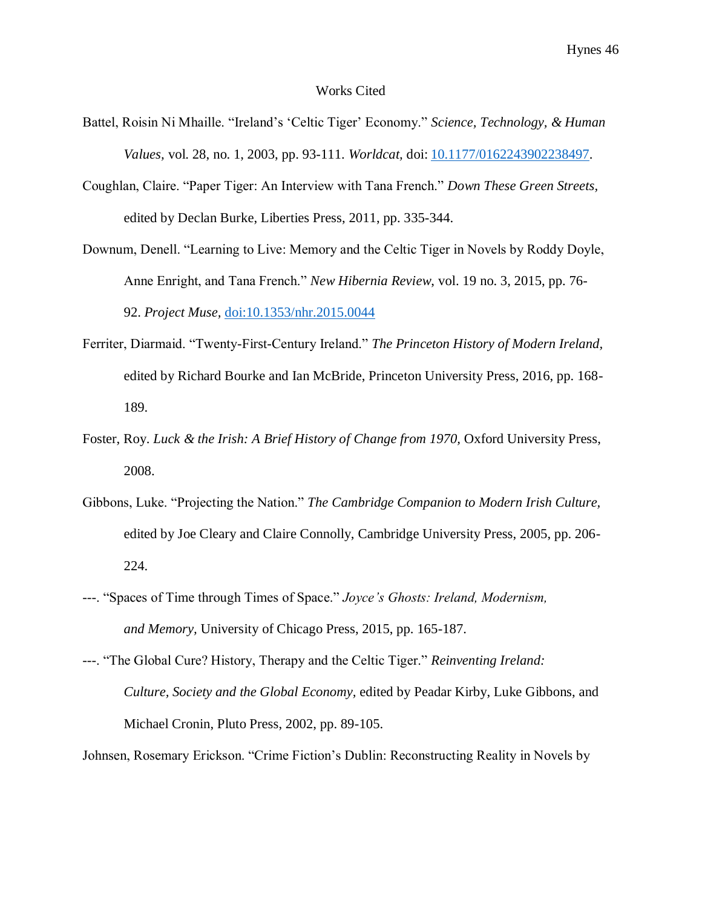# Works Cited

Battel, Roisin Ni Mhaille. "Ireland's 'Celtic Tiger' Economy." *Science, Technology, & Human Values*, vol. 28, no. 1, 2003, pp. 93-111. *Worldcat*, doi: 10.1177/0162243902238497.

Coughlan, Claire. "Paper Tiger: An Interview with Tana French." *Down These Green Streets*, edited by Declan Burke, Liberties Press, 2011, pp. 335-344.

Downum, Denell. "Learning to Live: Memory and the Celtic Tiger in Novels by Roddy Doyle, Anne Enright, and Tana French." *New Hibernia Review*, vol. 19 no. 3, 2015, pp. 76-92. *Project Muse*, doi:10.1353/nhr.2015.0044

Ferriter, Diarmaid. "Twenty-First-Century Ireland." *The Princeton History of Modern Ireland*, edited by Richard Bourke and Ian McBride, Princeton University Press, 2016, pp. 168-189.

Foster, Roy. *Luck & the Irish: A Brief History of Change from 1970*, Oxford University Press, 2008.

Gibbons, Luke. "Projecting the Nation." *The Cambridge Companion to Modern Irish Culture*, edited by Joe Cleary and Claire Connolly, Cambridge University Press, 2005, pp. 206-224.

---. "Spaces of Time through Times of Space." *Joyce's Ghosts: Ireland, Modernism, and Memory*, University of Chicago Press, 2015, pp. 165-187.

---. "The Global Cure? History, Therapy and the Celtic Tiger." *Reinventing Ireland: Culture, Society and the Global Economy*, edited by Peadar Kirby, Luke Gibbons, and Michael Cronin, Pluto Press, 2002, pp. 89-105.

Johnsen, Rosemary Erickson. "Crime Fiction's Dublin: Reconstructing Reality in Novels by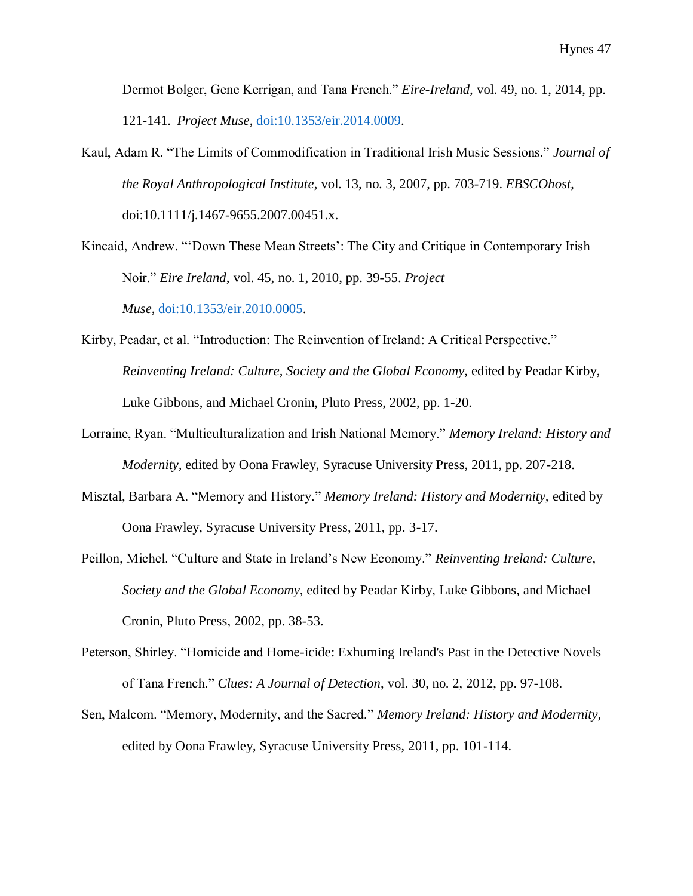Dermot Bolger, Gene Kerrigan, and Tana French." *Eire-Ireland*, vol. 49, no. 1, 2014, pp. 121-141. *Project Muse*, doi:10.1353/eir.2014.0009.

Kaul, Adam R. "The Limits of Commodification in Traditional Irish Music Sessions." *Journal of the Royal Anthropological Institute*, vol. 13, no. 3, 2007, pp. 703-719. *EBSCOhost*, doi:10.1111/j.1467-9655.2007.00451.x.

Kincaid, Andrew. "'Down These Mean Streets': The City and Critique in Contemporary Irish Noir." *Eire Ireland*, vol. 45, no. 1, 2010, pp. 39-55. *Project Muse*, doi:10.1353/eir.2010.0005.

Kirby, Peadar, et al. "Introduction: The Reinvention of Ireland: A Critical Perspective." *Reinventing Ireland: Culture, Society and the Global Economy,* edited by Peadar Kirby, Luke Gibbons, and Michael Cronin, Pluto Press, 2002, pp. 1-20.

Lorraine, Ryan. "Multiculturalization and Irish National Memory." *Memory Ireland: History and Modernity,* edited by Oona Frawley, Syracuse University Press, 2011, pp. 207-218.

Misztal, Barbara A. "Memory and History." *Memory Ireland: History and Modernity,* edited by Oona Frawley, Syracuse University Press, 2011, pp. 3-17.

Peillon, Michel. "Culture and State in Ireland's New Economy." *Reinventing Ireland: Culture, Society and the Global Economy,* edited by Peadar Kirby, Luke Gibbons, and Michael Cronin, Pluto Press, 2002, pp. 38-53.

Peterson, Shirley. "Homicide and Home-icide: Exhuming Ireland's Past in the Detective Novels of Tana French." *Clues: A Journal of Detection*, vol. 30, no. 2, 2012, pp. 97-108.

Sen, Malcom. "Memory, Modernity, and the Sacred." *Memory Ireland: History and Modernity,* edited by Oona Frawley, Syracuse University Press, 2011, pp. 101-114.